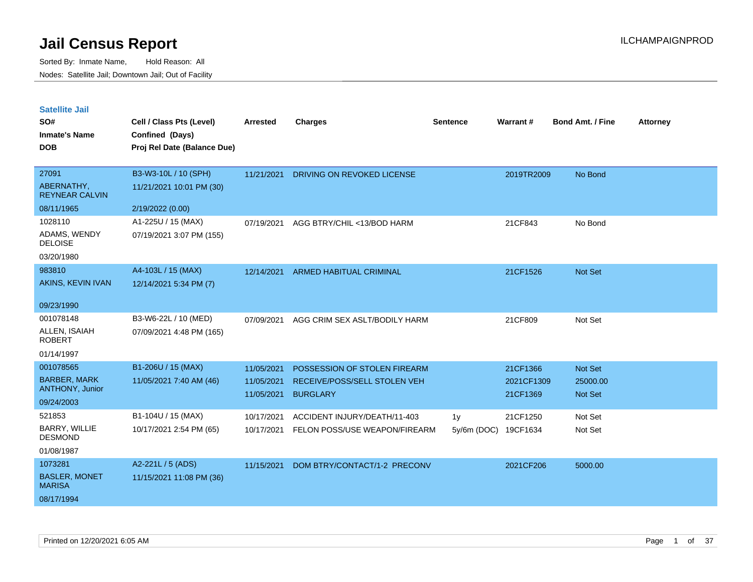# Jail Census Report

ILCHAMPAIGNPROD

Sorted By: Inmate Name, Hold Reason: All

Nodes: Satellite Jail; Downtown Jail; Out of Facility

## Satellite Jail

| SO# / Inmate's Name / DOB | Cell / Class Pts (Level) / Confined (Days) / Proj Rel Date (Balance Due) | Arrested | Charges | Sentence | Warrant # | Bond Amt. / Fine | Attorney |
|---|---|---|---|---|---|---|---|
| 27091<br>ABERNATHY, REYNEAR CALVIN<br>08/11/1965 | B3-W3-10L / 10 (SPH)<br>11/21/2021 10:01 PM (30)<br>2/19/2022 (0.00) | 11/21/2021 | DRIVING ON REVOKED LICENSE | | 2019TR2009 | No Bond | |
| 1028110<br>ADAMS, WENDY DELOISE<br>03/20/1980 | A1-225U / 15 (MAX)<br>07/19/2021 3:07 PM (155) | 07/19/2021 | AGG BTRY/CHIL <13/BOD HARM | | 21CF843 | No Bond | |
| 983810<br>AKINS, KEVIN IVAN<br>09/23/1990 | A4-103L / 15 (MAX)<br>12/14/2021 5:34 PM (7) | 12/14/2021 | ARMED HABITUAL CRIMINAL | | 21CF1526 | Not Set | |
| 001078148<br>ALLEN, ISAIAH ROBERT<br>01/14/1997 | B3-W6-22L / 10 (MED)<br>07/09/2021 4:48 PM (165) | 07/09/2021 | AGG CRIM SEX ASLT/BODILY HARM | | 21CF809 | Not Set | |
| 001078565<br>BARBER, MARK ANTHONY, Junior<br>09/24/2003 | B1-206U / 15 (MAX)<br>11/05/2021 7:40 AM (46) | 11/05/2021<br>11/05/2021<br>11/05/2021 | POSSESSION OF STOLEN FIREARM<br>RECEIVE/POSS/SELL STOLEN VEH<br>BURGLARY | | 21CF1366<br>2021CF1309<br>21CF1369 | Not Set<br>25000.00<br>Not Set | |
| 521853<br>BARRY, WILLIE DESMOND<br>01/08/1987 | B1-104U / 15 (MAX)<br>10/17/2021 2:54 PM (65) | 10/17/2021<br>10/17/2021 | ACCIDENT INJURY/DEATH/11-403<br>FELON POSS/USE WEAPON/FIREARM | 1y<br>5y/6m (DOC) | 21CF1250<br>19CF1634 | Not Set<br>Not Set | |
| 1073281<br>BASLER, MONET MARISA<br>08/17/1994 | A2-221L / 5 (ADS)<br>11/15/2021 11:08 PM (36) | 11/15/2021 | DOM BTRY/CONTACT/1-2 PRECONV | | 2021CF206 | 5000.00 | |

Printed on 12/20/2021 6:05 AM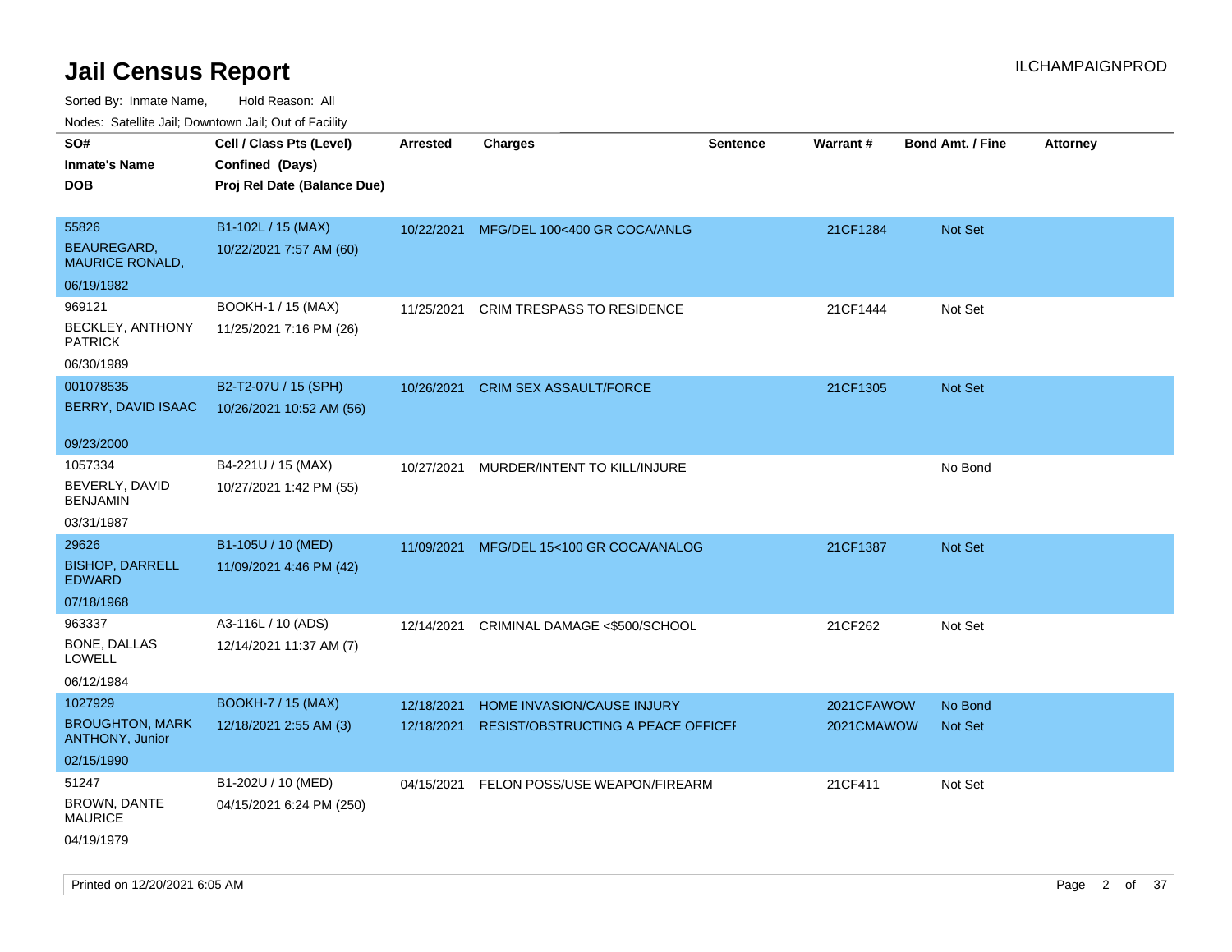# Jail Census Report

Sorted By: Inmate Name, Hold Reason: All

Nodes: Satellite Jail; Downtown Jail; Out of Facility

| SO# / Inmate's Name / DOB | Cell / Class Pts (Level) / Confined (Days) / Proj Rel Date (Balance Due) | Arrested | Charges | Sentence | Warrant # | Bond Amt. / Fine | Attorney |
|---|---|---|---|---|---|---|---|
| 55826 BEAUREGARD, MAURICE RONALD, 06/19/1982 | B1-102L / 15 (MAX) 10/22/2021 7:57 AM (60) | 10/22/2021 | MFG/DEL 100<400 GR COCA/ANLG | | 21CF1284 | Not Set | |
| 969121 BECKLEY, ANTHONY PATRICK 06/30/1989 | BOOKH-1 / 15 (MAX) 11/25/2021 7:16 PM (26) | 11/25/2021 | CRIM TRESPASS TO RESIDENCE | | 21CF1444 | Not Set | |
| 001078535 BERRY, DAVID ISAAC 09/23/2000 | B2-T2-07U / 15 (SPH) 10/26/2021 10:52 AM (56) | 10/26/2021 | CRIM SEX ASSAULT/FORCE | | 21CF1305 | Not Set | |
| 1057334 BEVERLY, DAVID BENJAMIN 03/31/1987 | B4-221U / 15 (MAX) 10/27/2021 1:42 PM (55) | 10/27/2021 | MURDER/INTENT TO KILL/INJURE | | | No Bond | |
| 29626 BISHOP, DARRELL EDWARD 07/18/1968 | B1-105U / 10 (MED) 11/09/2021 4:46 PM (42) | 11/09/2021 | MFG/DEL 15<100 GR COCA/ANALOG | | 21CF1387 | Not Set | |
| 963337 BONE, DALLAS LOWELL 06/12/1984 | A3-116L / 10 (ADS) 12/14/2021 11:37 AM (7) | 12/14/2021 | CRIMINAL DAMAGE <$500/SCHOOL | | 21CF262 | Not Set | |
| 1027929 BROUGHTON, MARK ANTHONY, Junior 02/15/1990 | BOOKH-7 / 15 (MAX) 12/18/2021 2:55 AM (3) | 12/18/2021 | HOME INVASION/CAUSE INJURY | | 2021CFAWOW | No Bond | |
| | | 12/18/2021 | RESIST/OBSTRUCTING A PEACE OFFICEI | | 2021CMAWOW | Not Set | |
| 51247 BROWN, DANTE MAURICE 04/19/1979 | B1-202U / 10 (MED) 04/15/2021 6:24 PM (250) | 04/15/2021 | FELON POSS/USE WEAPON/FIREARM | | 21CF411 | Not Set | |

Printed on 12/20/2021 6:05 AM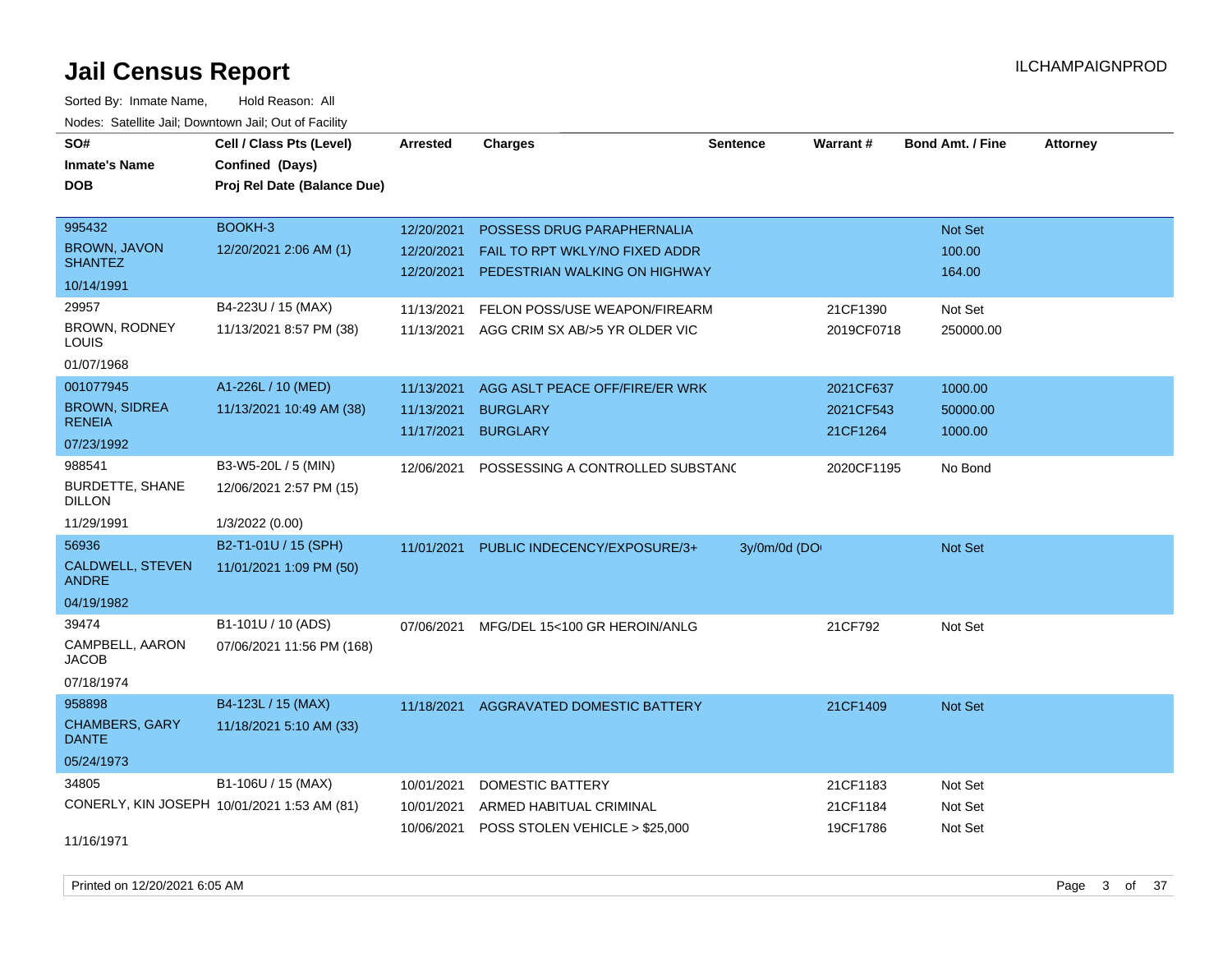# Jail Census Report

ILCHAMPAIGNPROD

Sorted By: Inmate Name, Hold Reason: All

Nodes: Satellite Jail; Downtown Jail; Out of Facility

| SO# / Inmate's Name / DOB | Cell / Class Pts (Level) / Confined (Days) / Proj Rel Date (Balance Due) | Arrested | Charges | Sentence | Warrant # | Bond Amt. / Fine | Attorney |
|---|---|---|---|---|---|---|---|
| 995432 BROWN, JAVON SHANTEZ 10/14/1991 | BOOKH-3 12/20/2021 2:06 AM (1) | 12/20/2021 | POSSESS DRUG PARAPHERNALIA | | | Not Set | |
| | | 12/20/2021 | FAIL TO RPT WKLY/NO FIXED ADDR | | | 100.00 | |
| | | 12/20/2021 | PEDESTRIAN WALKING ON HIGHWAY | | | 164.00 | |
| 29957 BROWN, RODNEY LOUIS 01/07/1968 | B4-223U / 15 (MAX) 11/13/2021 8:57 PM (38) | 11/13/2021 | FELON POSS/USE WEAPON/FIREARM | | 21CF1390 | Not Set | |
| | | 11/13/2021 | AGG CRIM SX AB/>5 YR OLDER VIC | | 2019CF0718 | 250000.00 | |
| 001077945 BROWN, SIDREA RENEIA 07/23/1992 | A1-226L / 10 (MED) 11/13/2021 10:49 AM (38) | 11/13/2021 | AGG ASLT PEACE OFF/FIRE/ER WRK | | 2021CF637 | 1000.00 | |
| | | 11/13/2021 | BURGLARY | | 2021CF543 | 50000.00 | |
| | | 11/17/2021 | BURGLARY | | 21CF1264 | 1000.00 | |
| 988541 BURDETTE, SHANE DILLON 11/29/1991 | B3-W5-20L / 5 (MIN) 12/06/2021 2:57 PM (15) 1/3/2022 (0.00) | 12/06/2021 | POSSESSING A CONTROLLED SUBSTANC | | 2020CF1195 | No Bond | |
| 56936 CALDWELL, STEVEN ANDRE 04/19/1982 | B2-T1-01U / 15 (SPH) 11/01/2021 1:09 PM (50) | 11/01/2021 | PUBLIC INDECENCY/EXPOSURE/3+ | 3y/0m/0d (DO | | Not Set | |
| 39474 CAMPBELL, AARON JACOB 07/18/1974 | B1-101U / 10 (ADS) 07/06/2021 11:56 PM (168) | 07/06/2021 | MFG/DEL 15<100 GR HEROIN/ANLG | | 21CF792 | Not Set | |
| 958898 CHAMBERS, GARY DANTE 05/24/1973 | B4-123L / 15 (MAX) 11/18/2021 5:10 AM (33) | 11/18/2021 | AGGRAVATED DOMESTIC BATTERY | | 21CF1409 | Not Set | |
| 34805 CONERLY, KIN JOSEPH 11/16/1971 | B1-106U / 15 (MAX) 10/01/2021 1:53 AM (81) | 10/01/2021 | DOMESTIC BATTERY | | 21CF1183 | Not Set | |
| | | 10/01/2021 | ARMED HABITUAL CRIMINAL | | 21CF1184 | Not Set | |
| | | 10/06/2021 | POSS STOLEN VEHICLE > $25,000 | | 19CF1786 | Not Set | |

Printed on 12/20/2021 6:05 AM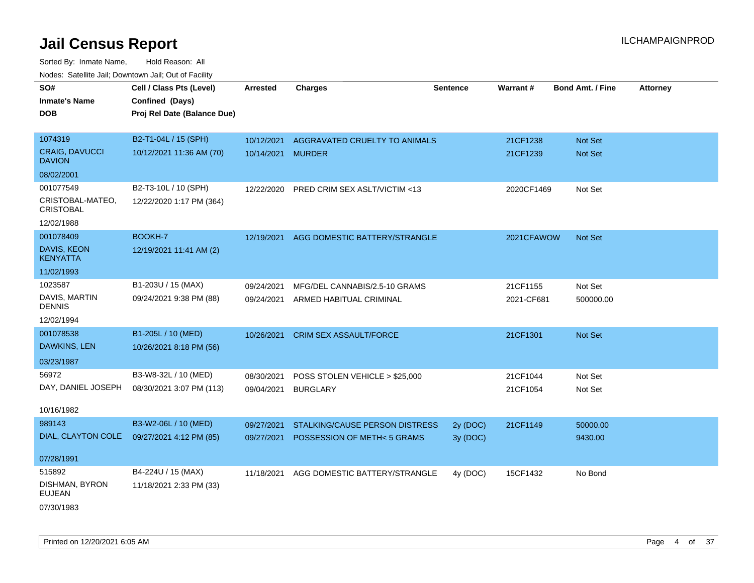# Jail Census Report

ILCHAMPAIGNPROD

Sorted By: Inmate Name, Hold Reason: All

Nodes: Satellite Jail; Downtown Jail; Out of Facility

| SO# / Inmate's Name / DOB | Cell / Class Pts (Level) / Confined (Days) / Proj Rel Date (Balance Due) | Arrested | Charges | Sentence | Warrant # | Bond Amt. / Fine | Attorney |
|---|---|---|---|---|---|---|---|
| 1074319 CRAIG, DAVUCCI DAVION 08/02/2001 | B2-T1-04L / 15 (SPH) 10/12/2021 11:36 AM (70) | 10/12/2021 | AGGRAVATED CRUELTY TO ANIMALS | | 21CF1238 | Not Set | |
| | | 10/14/2021 | MURDER | | 21CF1239 | Not Set | |
| 001077549 CRISTOBAL-MATEO, CRISTOBAL 12/02/1988 | B2-T3-10L / 10 (SPH) 12/22/2020 1:17 PM (364) | 12/22/2020 | PRED CRIM SEX ASLT/VICTIM <13 | | 2020CF1469 | Not Set | |
| 001078409 DAVIS, KEON KENYATTA 11/02/1993 | BOOKH-7 12/19/2021 11:41 AM (2) | 12/19/2021 | AGG DOMESTIC BATTERY/STRANGLE | | 2021CFAWOW | Not Set | |
| 1023587 DAVIS, MARTIN DENNIS 12/02/1994 | B1-203U / 15 (MAX) 09/24/2021 9:38 PM (88) | 09/24/2021 | MFG/DEL CANNABIS/2.5-10 GRAMS | | 21CF1155 | Not Set | |
| | | 09/24/2021 | ARMED HABITUAL CRIMINAL | | 2021-CF681 | 500000.00 | |
| 001078538 DAWKINS, LEN 03/23/1987 | B1-205L / 10 (MED) 10/26/2021 8:18 PM (56) | 10/26/2021 | CRIM SEX ASSAULT/FORCE | | 21CF1301 | Not Set | |
| 56972 DAY, DANIEL JOSEPH 10/16/1982 | B3-W8-32L / 10 (MED) 08/30/2021 3:07 PM (113) | 08/30/2021 | POSS STOLEN VEHICLE > $25,000 | | 21CF1044 | Not Set | |
| | | 09/04/2021 | BURGLARY | | 21CF1054 | Not Set | |
| 989143 DIAL, CLAYTON COLE 07/28/1991 | B3-W2-06L / 10 (MED) 09/27/2021 4:12 PM (85) | 09/27/2021 | STALKING/CAUSE PERSON DISTRESS | 2y (DOC) | 21CF1149 | 50000.00 | |
| | | 09/27/2021 | POSSESSION OF METH< 5 GRAMS | 3y (DOC) | | 9430.00 | |
| 515892 DISHMAN, BYRON EUJEAN 07/30/1983 | B4-224U / 15 (MAX) 11/18/2021 2:33 PM (33) | 11/18/2021 | AGG DOMESTIC BATTERY/STRANGLE | 4y (DOC) | 15CF1432 | No Bond | |

Printed on 12/20/2021 6:05 AM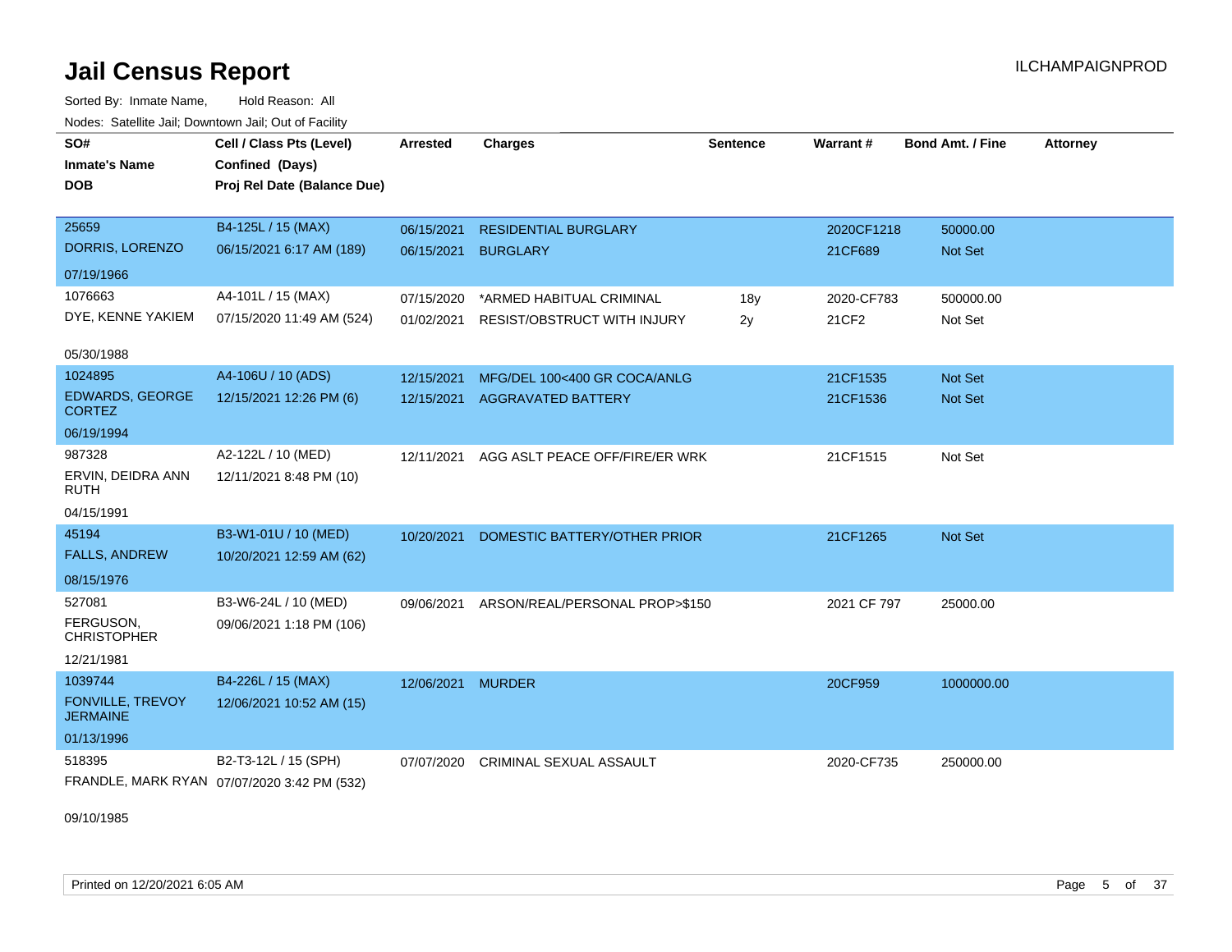# Jail Census Report

ILCHAMPAIGNPROD

Sorted By: Inmate Name, Hold Reason: All

Nodes: Satellite Jail; Downtown Jail; Out of Facility

| SO# / Inmate's Name / DOB | Cell / Class Pts (Level) / Confined (Days) / Proj Rel Date (Balance Due) | Arrested | Charges | Sentence | Warrant # | Bond Amt. / Fine | Attorney |
|---|---|---|---|---|---|---|---|
| 25659<br>DORRIS, LORENZO<br>07/19/1966 | B4-125L / 15 (MAX)<br>06/15/2021 6:17 AM (189) | 06/15/2021<br>06/15/2021 | RESIDENTIAL BURGLARY<br>BURGLARY | | 2020CF1218<br>21CF689 | 50000.00<br>Not Set | |
| 1076663<br>DYE, KENNE YAKIEM<br>05/30/1988 | A4-101L / 15 (MAX)<br>07/15/2020 11:49 AM (524) | 07/15/2020<br>01/02/2021 | *ARMED HABITUAL CRIMINAL<br>RESIST/OBSTRUCT WITH INJURY | 18y<br>2y | 2020-CF783<br>21CF2 | 500000.00<br>Not Set | |
| 1024895<br>EDWARDS, GEORGE CORTEZ<br>06/19/1994 | A4-106U / 10 (ADS)<br>12/15/2021 12:26 PM (6) | 12/15/2021<br>12/15/2021 | MFG/DEL 100<400 GR COCA/ANLG<br>AGGRAVATED BATTERY | | 21CF1535<br>21CF1536 | Not Set<br>Not Set | |
| 987328<br>ERVIN, DEIDRA ANN RUTH<br>04/15/1991 | A2-122L / 10 (MED)<br>12/11/2021 8:48 PM (10) | 12/11/2021 | AGG ASLT PEACE OFF/FIRE/ER WRK | | 21CF1515 | Not Set | |
| 45194<br>FALLS, ANDREW<br>08/15/1976 | B3-W1-01U / 10 (MED)<br>10/20/2021 12:59 AM (62) | 10/20/2021 | DOMESTIC BATTERY/OTHER PRIOR | | 21CF1265 | Not Set | |
| 527081<br>FERGUSON, CHRISTOPHER<br>12/21/1981 | B3-W6-24L / 10 (MED)<br>09/06/2021 1:18 PM (106) | 09/06/2021 | ARSON/REAL/PERSONAL PROP>$150 | | 2021 CF 797 | 25000.00 | |
| 1039744<br>FONVILLE, TREVOY JERMAINE<br>01/13/1996 | B4-226L / 15 (MAX)<br>12/06/2021 10:52 AM (15) | 12/06/2021 | MURDER | | 20CF959 | 1000000.00 | |
| 518395<br>FRANDLE, MARK RYAN<br>09/10/1985 | B2-T3-12L / 15 (SPH)<br>07/07/2020 3:42 PM (532) | 07/07/2020 | CRIMINAL SEXUAL ASSAULT | | 2020-CF735 | 250000.00 | |

Printed on 12/20/2021 6:05 AM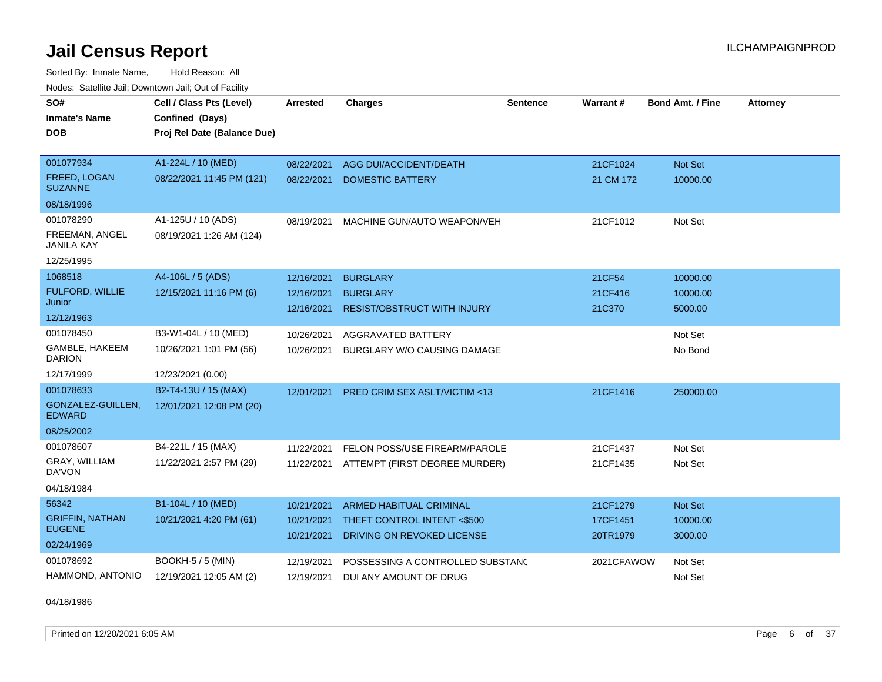# Jail Census Report

ILCHAMPAIGNPROD

Sorted By: Inmate Name, Hold Reason: All

Nodes: Satellite Jail; Downtown Jail; Out of Facility

| SO# / Inmate's Name / DOB | Cell / Class Pts (Level) / Confined (Days) / Proj Rel Date (Balance Due) | Arrested | Charges | Sentence | Warrant # | Bond Amt. / Fine | Attorney |
|---|---|---|---|---|---|---|---|
| 001077934<br>FREED, LOGAN SUZANNE<br>08/18/1996 | A1-224L / 10 (MED)<br>08/22/2021 11:45 PM (121) | 08/22/2021 | AGG DUI/ACCIDENT/DEATH | | 21CF1024 | Not Set | |
| | | 08/22/2021 | DOMESTIC BATTERY | | 21 CM 172 | 10000.00 | |
| 001078290<br>FREEMAN, ANGEL JANILA KAY<br>12/25/1995 | A1-125U / 10 (ADS)<br>08/19/2021 1:26 AM (124) | 08/19/2021 | MACHINE GUN/AUTO WEAPON/VEH | | 21CF1012 | Not Set | |
| 1068518<br>FULFORD, WILLIE Junior<br>12/12/1963 | A4-106L / 5 (ADS)<br>12/15/2021 11:16 PM (6) | 12/16/2021 | BURGLARY | | 21CF54 | 10000.00 | |
| | | 12/16/2021 | BURGLARY | | 21CF416 | 10000.00 | |
| | | 12/16/2021 | RESIST/OBSTRUCT WITH INJURY | | 21C370 | 5000.00 | |
| 001078450<br>GAMBLE, HAKEEM DARION<br>12/17/1999 | B3-W1-04L / 10 (MED)<br>10/26/2021 1:01 PM (56)<br>12/23/2021 (0.00) | 10/26/2021 | AGGRAVATED BATTERY | | | Not Set | |
| | | 10/26/2021 | BURGLARY W/O CAUSING DAMAGE | | | No Bond | |
| 001078633<br>GONZALEZ-GUILLEN, EDWARD<br>08/25/2002 | B2-T4-13U / 15 (MAX)<br>12/01/2021 12:08 PM (20) | 12/01/2021 | PRED CRIM SEX ASLT/VICTIM <13 | | 21CF1416 | 250000.00 | |
| 001078607<br>GRAY, WILLIAM DA'VON<br>04/18/1984 | B4-221L / 15 (MAX)<br>11/22/2021 2:57 PM (29) | 11/22/2021 | FELON POSS/USE FIREARM/PAROLE | | 21CF1437 | Not Set | |
| | | 11/22/2021 | ATTEMPT (FIRST DEGREE MURDER) | | 21CF1435 | Not Set | |
| 56342<br>GRIFFIN, NATHAN EUGENE<br>02/24/1969 | B1-104L / 10 (MED)<br>10/21/2021 4:20 PM (61) | 10/21/2021 | ARMED HABITUAL CRIMINAL | | 21CF1279 | Not Set | |
| | | 10/21/2021 | THEFT CONTROL INTENT <$500 | | 17CF1451 | 10000.00 | |
| | | 10/21/2021 | DRIVING ON REVOKED LICENSE | | 20TR1979 | 3000.00 | |
| 001078692<br>HAMMOND, ANTONIO<br>04/18/1986 | BOOKH-5 / 5 (MIN)<br>12/19/2021 12:05 AM (2) | 12/19/2021 | POSSESSING A CONTROLLED SUBSTANC | | 2021CFAWOW | Not Set | |
| | | 12/19/2021 | DUI ANY AMOUNT OF DRUG | | | Not Set | |

Printed on 12/20/2021 6:05 AM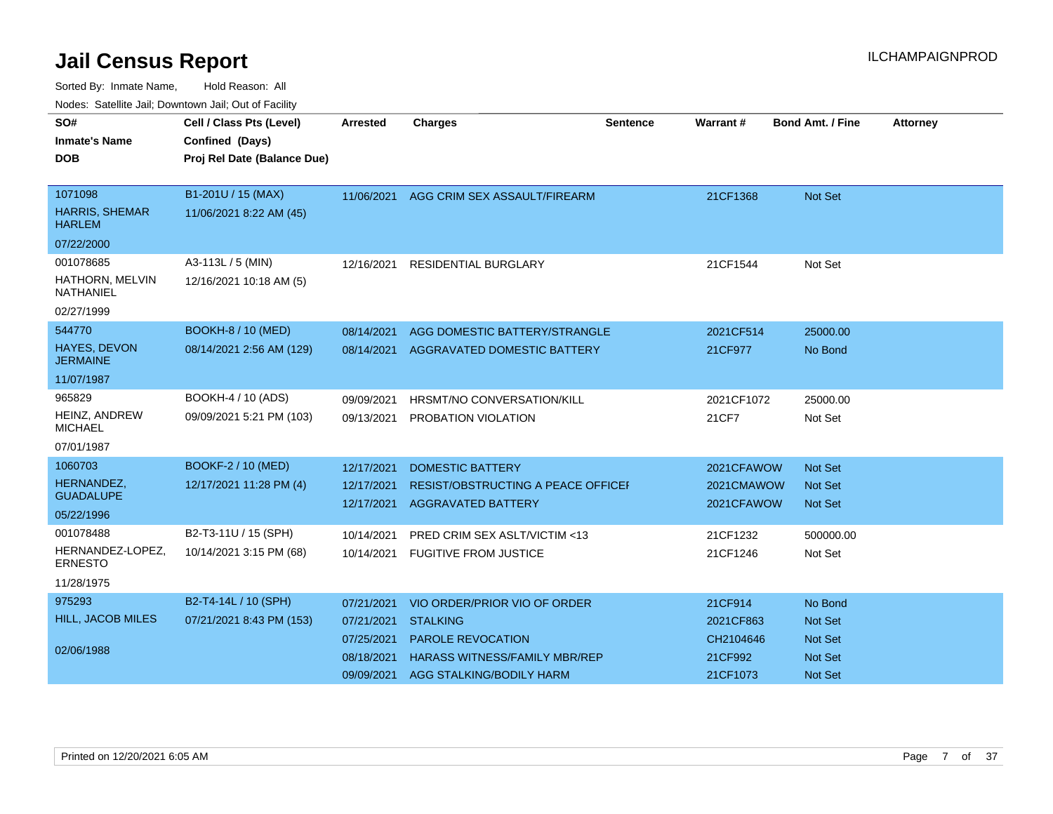# Jail Census Report

ILCHAMPAIGNPROD

Sorted By: Inmate Name, Hold Reason: All

Nodes: Satellite Jail; Downtown Jail; Out of Facility

| SO# / Inmate's Name / DOB | Cell / Class Pts (Level) / Confined (Days) / Proj Rel Date (Balance Due) | Arrested | Charges | Sentence | Warrant # | Bond Amt. / Fine | Attorney |
|---|---|---|---|---|---|---|---|
| 1071098<br>HARRIS, SHEMAR HARLEM<br>07/22/2000 | B1-201U / 15 (MAX)<br>11/06/2021 8:22 AM (45) | 11/06/2021 | AGG CRIM SEX ASSAULT/FIREARM | | 21CF1368 | Not Set | |
| 001078685<br>HATHORN, MELVIN NATHANIEL<br>02/27/1999 | A3-113L / 5 (MIN)<br>12/16/2021 10:18 AM (5) | 12/16/2021 | RESIDENTIAL BURGLARY | | 21CF1544 | Not Set | |
| 544770<br>HAYES, DEVON JERMAINE<br>11/07/1987 | BOOKH-8 / 10 (MED)<br>08/14/2021 2:56 AM (129) | 08/14/2021 | AGG DOMESTIC BATTERY/STRANGLE | | 2021CF514 | 25000.00 | |
| | | 08/14/2021 | AGGRAVATED DOMESTIC BATTERY | | 21CF977 | No Bond | |
| 965829<br>HEINZ, ANDREW MICHAEL<br>07/01/1987 | BOOKH-4 / 10 (ADS)<br>09/09/2021 5:21 PM (103) | 09/09/2021 | HRSMT/NO CONVERSATION/KILL | | 2021CF1072 | 25000.00 | |
| | | 09/13/2021 | PROBATION VIOLATION | | 21CF7 | Not Set | |
| 1060703<br>HERNANDEZ, GUADALUPE<br>05/22/1996 | BOOKF-2 / 10 (MED)<br>12/17/2021 11:28 PM (4) | 12/17/2021 | DOMESTIC BATTERY | | 2021CFAWOW | Not Set | |
| | | 12/17/2021 | RESIST/OBSTRUCTING A PEACE OFFICER | | 2021CMAWOW | Not Set | |
| | | 12/17/2021 | AGGRAVATED BATTERY | | 2021CFAWOW | Not Set | |
| 001078488<br>HERNANDEZ-LOPEZ, ERNESTO<br>11/28/1975 | B2-T3-11U / 15 (SPH)<br>10/14/2021 3:15 PM (68) | 10/14/2021 | PRED CRIM SEX ASLT/VICTIM <13 | | 21CF1232 | 500000.00 | |
| | | 10/14/2021 | FUGITIVE FROM JUSTICE | | 21CF1246 | Not Set | |
| 975293<br>HILL, JACOB MILES<br>02/06/1988 | B2-T4-14L / 10 (SPH)<br>07/21/2021 8:43 PM (153) | 07/21/2021 | VIO ORDER/PRIOR VIO OF ORDER | | 21CF914 | No Bond | |
| | | 07/21/2021 | STALKING | | 2021CF863 | Not Set | |
| | | 07/25/2021 | PAROLE REVOCATION | | CH2104646 | Not Set | |
| | | 08/18/2021 | HARASS WITNESS/FAMILY MBR/REP | | 21CF992 | Not Set | |
| | | 09/09/2021 | AGG STALKING/BODILY HARM | | 21CF1073 | Not Set | |

Printed on 12/20/2021 6:05 AM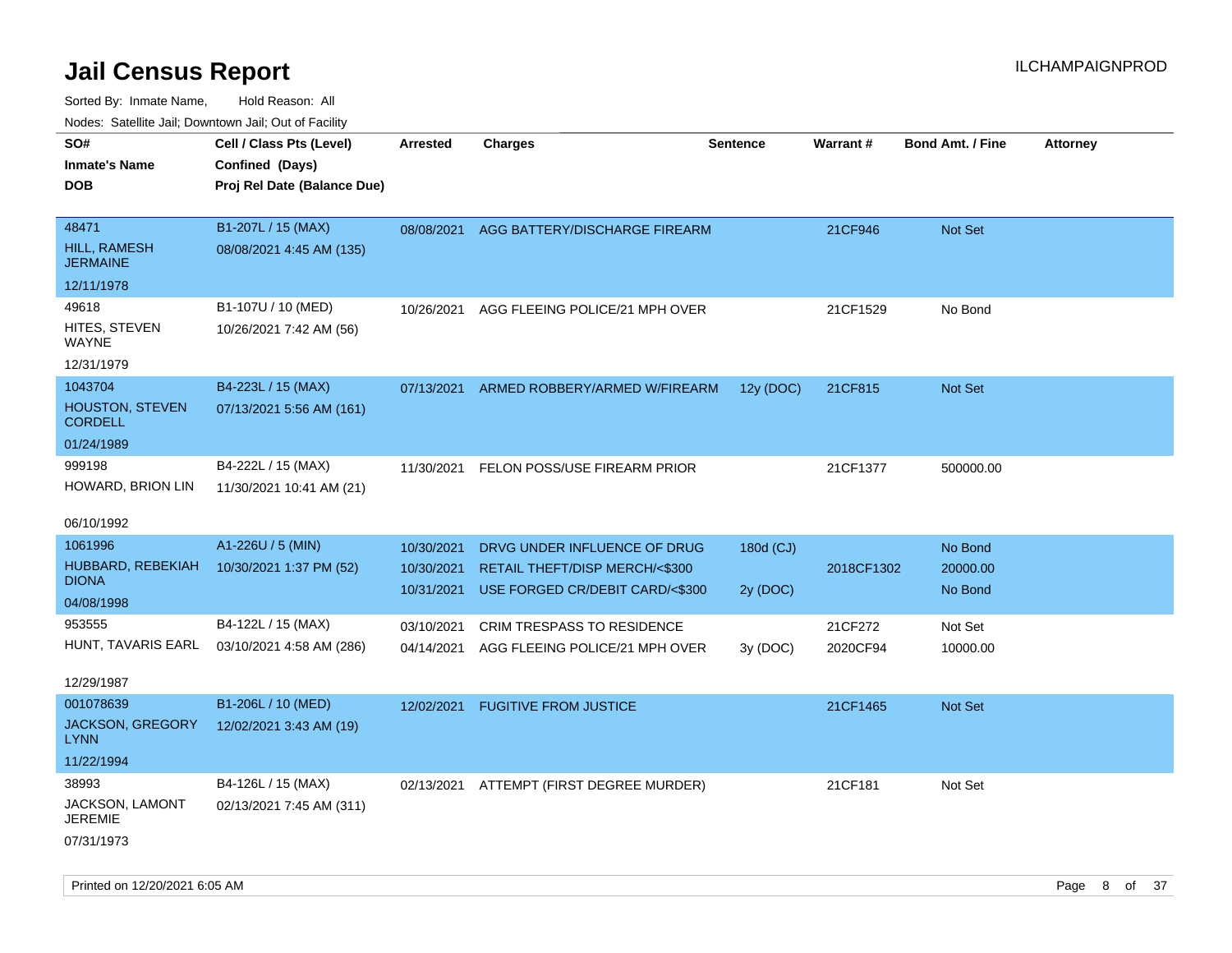# Jail Census Report

Sorted By: Inmate Name, Hold Reason: All

Nodes: Satellite Jail; Downtown Jail; Out of Facility

| SO# / Inmate's Name / DOB | Cell / Class Pts (Level) / Confined (Days) / Proj Rel Date (Balance Due) | Arrested | Charges | Sentence | Warrant # | Bond Amt. / Fine | Attorney |
|---|---|---|---|---|---|---|---|
| 48471<br>HILL, RAMESH JERMAINE<br>12/11/1978 | B1-207L / 15 (MAX)<br>08/08/2021 4:45 AM (135) | 08/08/2021 | AGG BATTERY/DISCHARGE FIREARM | | 21CF946 | Not Set | |
| 49618<br>HITES, STEVEN WAYNE<br>12/31/1979 | B1-107U / 10 (MED)<br>10/26/2021 7:42 AM (56) | 10/26/2021 | AGG FLEEING POLICE/21 MPH OVER | | 21CF1529 | No Bond | |
| 1043704<br>HOUSTON, STEVEN CORDELL<br>01/24/1989 | B4-223L / 15 (MAX)<br>07/13/2021 5:56 AM (161) | 07/13/2021 | ARMED ROBBERY/ARMED W/FIREARM | 12y (DOC) | 21CF815 | Not Set | |
| 999198<br>HOWARD, BRION LIN<br>06/10/1992 | B4-222L / 15 (MAX)<br>11/30/2021 10:41 AM (21) | 11/30/2021 | FELON POSS/USE FIREARM PRIOR | | 21CF1377 | 500000.00 | |
| 1061996<br>HUBBARD, REBEKIAH DIONA<br>04/08/1998 | A1-226U / 5 (MIN)<br>10/30/2021 1:37 PM (52) | 10/30/2021 | DRVG UNDER INFLUENCE OF DRUG | 180d (CJ) | | No Bond | |
| | | 10/30/2021 | RETAIL THEFT/DISP MERCH/<$300 | | 2018CF1302 | 20000.00 | |
| | | 10/31/2021 | USE FORGED CR/DEBIT CARD/<$300 | 2y (DOC) | | No Bond | |
| 953555<br>HUNT, TAVARIS EARL<br>12/29/1987 | B4-122L / 15 (MAX)<br>03/10/2021 4:58 AM (286) | 03/10/2021 | CRIM TRESPASS TO RESIDENCE | | 21CF272 | Not Set | |
| | | 04/14/2021 | AGG FLEEING POLICE/21 MPH OVER | 3y (DOC) | 2020CF94 | 10000.00 | |
| 001078639<br>JACKSON, GREGORY LYNN<br>11/22/1994 | B1-206L / 10 (MED)<br>12/02/2021 3:43 AM (19) | 12/02/2021 | FUGITIVE FROM JUSTICE | | 21CF1465 | Not Set | |
| 38993<br>JACKSON, LAMONT JEREMIE<br>07/31/1973 | B4-126L / 15 (MAX)<br>02/13/2021 7:45 AM (311) | 02/13/2021 | ATTEMPT (FIRST DEGREE MURDER) | | 21CF181 | Not Set | |

Printed on 12/20/2021 6:05 AM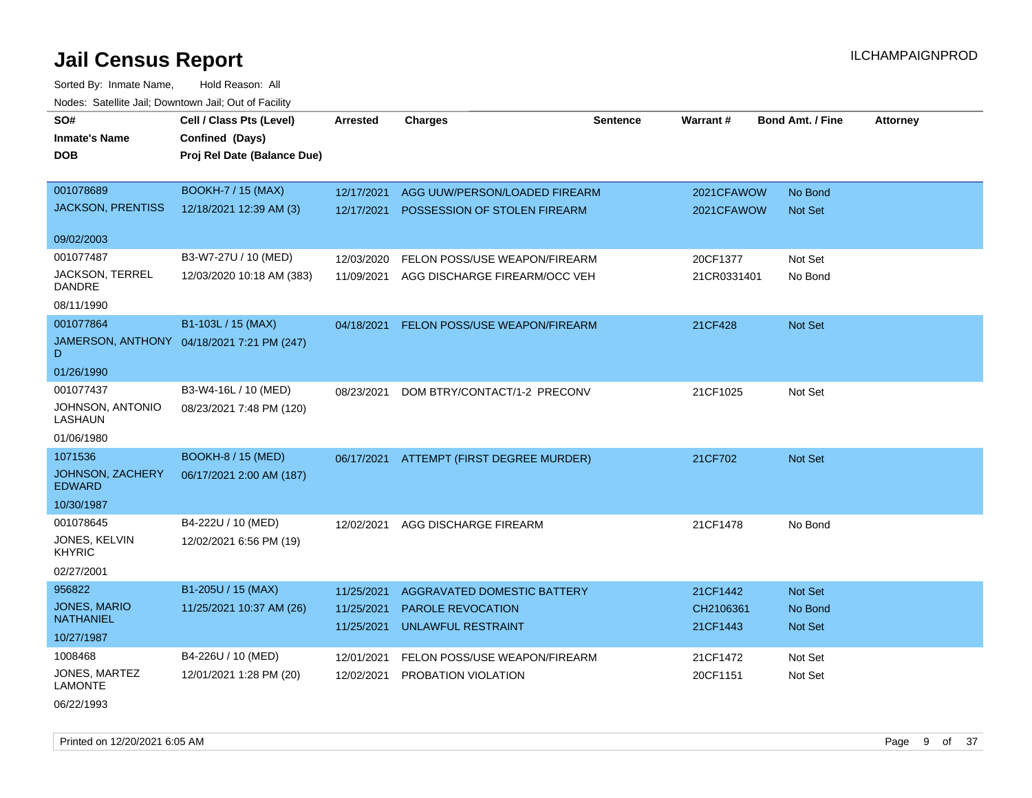# Jail Census Report

ILCHAMPAIGNPROD

Sorted By: Inmate Name, Hold Reason: All

Nodes: Satellite Jail; Downtown Jail; Out of Facility

| SO# / Inmate's Name / DOB | Cell / Class Pts (Level) / Confined (Days) / Proj Rel Date (Balance Due) | Arrested | Charges | Sentence | Warrant # | Bond Amt. / Fine | Attorney |
|---|---|---|---|---|---|---|---|
| 001078689<br>JACKSON, PRENTISS<br>09/02/2003 | BOOKH-7 / 15 (MAX)<br>12/18/2021 12:39 AM (3) | 12/17/2021<br>12/17/2021 | AGG UUW/PERSON/LOADED FIREARM<br>POSSESSION OF STOLEN FIREARM | | 2021CFAWOW<br>2021CFAWOW | No Bond<br>Not Set | |
| 001077487<br>JACKSON, TERREL DANDRE<br>08/11/1990 | B3-W7-27U / 10 (MED)<br>12/03/2020 10:18 AM (383) | 12/03/2020<br>11/09/2021 | FELON POSS/USE WEAPON/FIREARM<br>AGG DISCHARGE FIREARM/OCC VEH | | 20CF1377<br>21CR0331401 | Not Set<br>No Bond | |
| 001077864<br>JAMERSON, ANTHONY D<br>01/26/1990 | B1-103L / 15 (MAX)<br>04/18/2021 7:21 PM (247) | 04/18/2021 | FELON POSS/USE WEAPON/FIREARM | | 21CF428 | Not Set | |
| 001077437<br>JOHNSON, ANTONIO LASHAUN<br>01/06/1980 | B3-W4-16L / 10 (MED)<br>08/23/2021 7:48 PM (120) | 08/23/2021 | DOM BTRY/CONTACT/1-2 PRECONV | | 21CF1025 | Not Set | |
| 1071536<br>JOHNSON, ZACHERY EDWARD<br>10/30/1987 | BOOKH-8 / 15 (MED)<br>06/17/2021 2:00 AM (187) | 06/17/2021 | ATTEMPT (FIRST DEGREE MURDER) | | 21CF702 | Not Set | |
| 001078645<br>JONES, KELVIN KHYRIC<br>02/27/2001 | B4-222U / 10 (MED)<br>12/02/2021 6:56 PM (19) | 12/02/2021 | AGG DISCHARGE FIREARM | | 21CF1478 | No Bond | |
| 956822<br>JONES, MARIO NATHANIEL<br>10/27/1987 | B1-205U / 15 (MAX)<br>11/25/2021 10:37 AM (26) | 11/25/2021<br>11/25/2021<br>11/25/2021 | AGGRAVATED DOMESTIC BATTERY<br>PAROLE REVOCATION<br>UNLAWFUL RESTRAINT | | 21CF1442<br>CH2106361<br>21CF1443 | Not Set<br>No Bond<br>Not Set | |
| 1008468<br>JONES, MARTEZ LAMONTE<br>06/22/1993 | B4-226U / 10 (MED)<br>12/01/2021 1:28 PM (20) | 12/01/2021<br>12/02/2021 | FELON POSS/USE WEAPON/FIREARM<br>PROBATION VIOLATION | | 21CF1472<br>20CF1151 | Not Set<br>Not Set | |

Printed on 12/20/2021 6:05 AM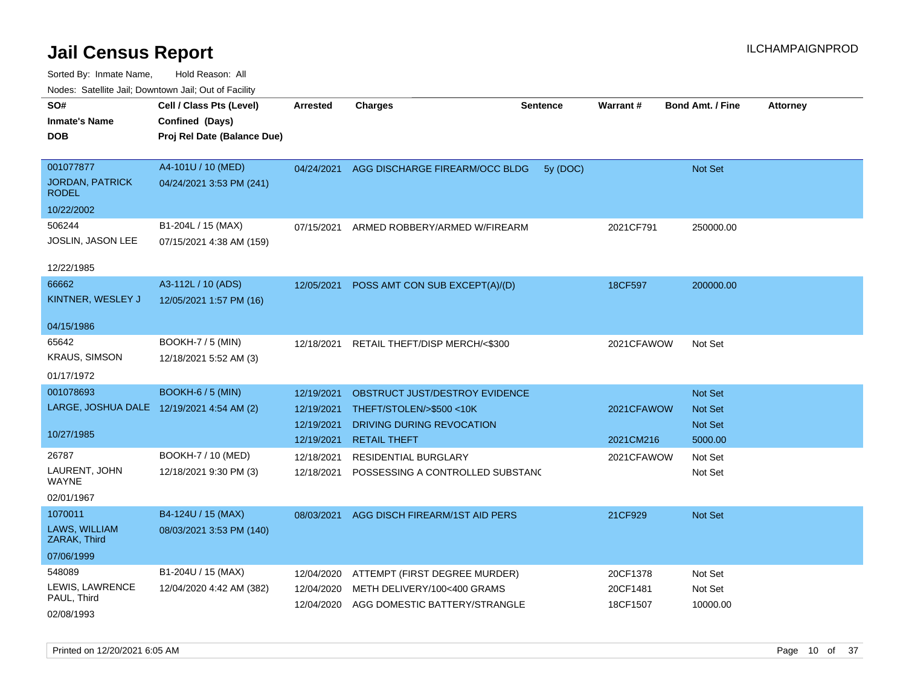# Jail Census Report

Sorted By: Inmate Name, Hold Reason: All

Nodes: Satellite Jail; Downtown Jail; Out of Facility

| SO# / Inmate's Name / DOB | Cell / Class Pts (Level) / Confined (Days) / Proj Rel Date (Balance Due) | Arrested | Charges | Sentence | Warrant # | Bond Amt. / Fine | Attorney |
|---|---|---|---|---|---|---|---|
| 001077877 JORDAN, PATRICK RODEL 10/22/2002 | A4-101U / 10 (MED) 04/24/2021 3:53 PM (241) | 04/24/2021 | AGG DISCHARGE FIREARM/OCC BLDG | 5y (DOC) | | Not Set | |
| 506244 JOSLIN, JASON LEE 12/22/1985 | B1-204L / 15 (MAX) 07/15/2021 4:38 AM (159) | 07/15/2021 | ARMED ROBBERY/ARMED W/FIREARM | | 2021CF791 | 250000.00 | |
| 66662 KINTNER, WESLEY J 04/15/1986 | A3-112L / 10 (ADS) 12/05/2021 1:57 PM (16) | 12/05/2021 | POSS AMT CON SUB EXCEPT(A)/(D) | | 18CF597 | 200000.00 | |
| 65642 KRAUS, SIMSON 01/17/1972 | BOOKH-7 / 5 (MIN) 12/18/2021 5:52 AM (3) | 12/18/2021 | RETAIL THEFT/DISP MERCH/<$300 | | 2021CFAWOW | Not Set | |
| 001078693 LARGE, JOSHUA DALE 10/27/1985 | BOOKH-6 / 5 (MIN) 12/19/2021 4:54 AM (2) | 12/19/2021 | OBSTRUCT JUST/DESTROY EVIDENCE | | | Not Set | |
| | | 12/19/2021 | THEFT/STOLEN/>$500 <10K | | 2021CFAWOW | Not Set | |
| | | 12/19/2021 | DRIVING DURING REVOCATION | | | Not Set | |
| | | 12/19/2021 | RETAIL THEFT | | 2021CM216 | 5000.00 | |
| 26787 LAURENT, JOHN WAYNE 02/01/1967 | BOOKH-7 / 10 (MED) 12/18/2021 9:30 PM (3) | 12/18/2021 | RESIDENTIAL BURGLARY | | 2021CFAWOW | Not Set | |
| | | 12/18/2021 | POSSESSING A CONTROLLED SUBSTANC | | | Not Set | |
| 1070011 LAWS, WILLIAM ZARAK, Third 07/06/1999 | B4-124U / 15 (MAX) 08/03/2021 3:53 PM (140) | 08/03/2021 | AGG DISCH FIREARM/1ST AID PERS | | 21CF929 | Not Set | |
| 548089 LEWIS, LAWRENCE PAUL, Third 02/08/1993 | B1-204U / 15 (MAX) 12/04/2020 4:42 AM (382) | 12/04/2020 | ATTEMPT (FIRST DEGREE MURDER) | | 20CF1378 | Not Set | |
| | | 12/04/2020 | METH DELIVERY/100<400 GRAMS | | 20CF1481 | Not Set | |
| | | 12/04/2020 | AGG DOMESTIC BATTERY/STRANGLE | | 18CF1507 | 10000.00 | |

Printed on 12/20/2021 6:05 AM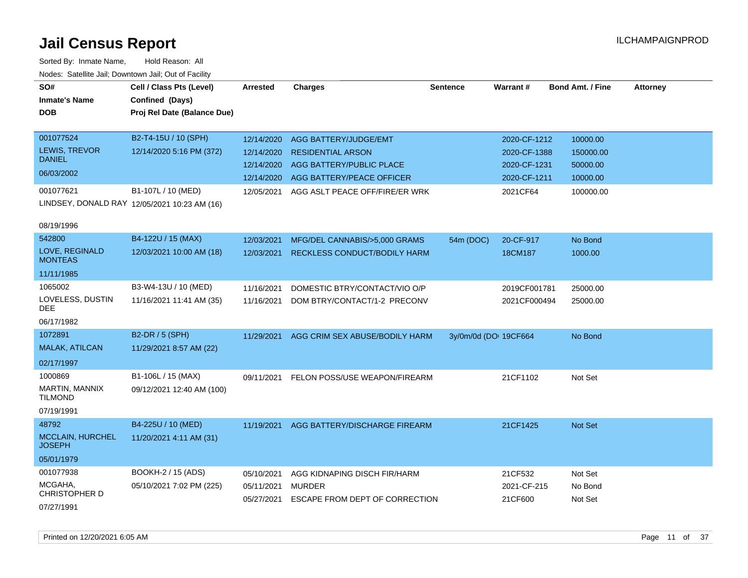# Jail Census Report

ILCHAMPAIGNPROD

Sorted By: Inmate Name, Hold Reason: All

Nodes: Satellite Jail; Downtown Jail; Out of Facility

| SO# / Inmate's Name / DOB | Cell / Class Pts (Level) / Confined (Days) / Proj Rel Date (Balance Due) | Arrested | Charges | Sentence | Warrant # | Bond Amt. / Fine | Attorney |
|---|---|---|---|---|---|---|---|
| 001077524 LEWIS, TREVOR DANIEL 06/03/2002 | B2-T4-15U / 10 (SPH) 12/14/2020 5:16 PM (372) | 12/14/2020 | AGG BATTERY/JUDGE/EMT | | 2020-CF-1212 | 10000.00 | |
| | | 12/14/2020 | RESIDENTIAL ARSON | | 2020-CF-1388 | 150000.00 | |
| | | 12/14/2020 | AGG BATTERY/PUBLIC PLACE | | 2020-CF-1231 | 50000.00 | |
| | | 12/14/2020 | AGG BATTERY/PEACE OFFICER | | 2020-CF-1211 | 10000.00 | |
| 001077621 LINDSEY, DONALD RAY 08/19/1996 | B1-107L / 10 (MED) 12/05/2021 10:23 AM (16) | 12/05/2021 | AGG ASLT PEACE OFF/FIRE/ER WRK | | 2021CF64 | 100000.00 | |
| 542800 LOVE, REGINALD MONTEAS 11/11/1985 | B4-122U / 15 (MAX) 12/03/2021 10:00 AM (18) | 12/03/2021 | MFG/DEL CANNABIS/>5,000 GRAMS | 54m (DOC) | 20-CF-917 | No Bond | |
| | | 12/03/2021 | RECKLESS CONDUCT/BODILY HARM | | 18CM187 | 1000.00 | |
| 1065002 LOVELESS, DUSTIN DEE 06/17/1982 | B3-W4-13U / 10 (MED) 11/16/2021 11:41 AM (35) | 11/16/2021 | DOMESTIC BTRY/CONTACT/VIO O/P | | 2019CF001781 | 25000.00 | |
| | | 11/16/2021 | DOM BTRY/CONTACT/1-2 PRECONV | | 2021CF000494 | 25000.00 | |
| 1072891 MALAK, ATILCAN 02/17/1997 | B2-DR / 5 (SPH) 11/29/2021 8:57 AM (22) | 11/29/2021 | AGG CRIM SEX ABUSE/BODILY HARM | 3y/0m/0d (DO | 19CF664 | No Bond | |
| 1000869 MARTIN, MANNIX TILMOND 07/19/1991 | B1-106L / 15 (MAX) 09/12/2021 12:40 AM (100) | 09/11/2021 | FELON POSS/USE WEAPON/FIREARM | | 21CF1102 | Not Set | |
| 48792 MCCLAIN, HURCHEL JOSEPH 05/01/1979 | B4-225U / 10 (MED) 11/20/2021 4:11 AM (31) | 11/19/2021 | AGG BATTERY/DISCHARGE FIREARM | | 21CF1425 | Not Set | |
| 001077938 MCGAHA, CHRISTOPHER D 07/27/1991 | BOOKH-2 / 15 (ADS) 05/10/2021 7:02 PM (225) | 05/10/2021 | AGG KIDNAPING DISCH FIR/HARM | | 21CF532 | Not Set | |
| | | 05/11/2021 | MURDER | | 2021-CF-215 | No Bond | |
| | | 05/27/2021 | ESCAPE FROM DEPT OF CORRECTION | | 21CF600 | Not Set | |

Printed on 12/20/2021 6:05 AM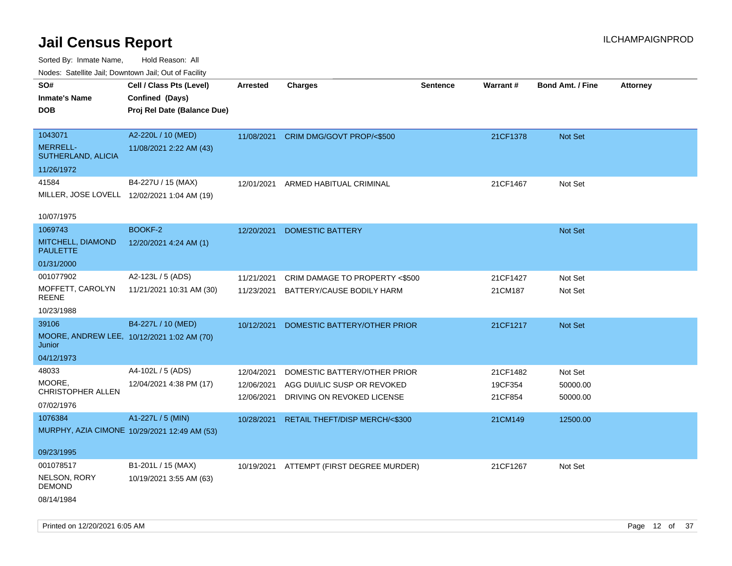# Jail Census Report

ILCHAMPAIGNPROD

Sorted By: Inmate Name, Hold Reason: All

Nodes: Satellite Jail; Downtown Jail; Out of Facility

| SO# / Inmate's Name / DOB | Cell / Class Pts (Level) / Confined (Days) / Proj Rel Date (Balance Due) | Arrested | Charges | Sentence | Warrant # | Bond Amt. / Fine | Attorney |
|---|---|---|---|---|---|---|---|
| 1043071<br>MERRELL-SUTHERLAND, ALICIA<br>11/26/1972 | A2-220L / 10 (MED)<br>11/08/2021 2:22 AM (43) | 11/08/2021 | CRIM DMG/GOVT PROP/<$500 | | 21CF1378 | Not Set | |
| 41584<br>MILLER, JOSE LOVELL<br>10/07/1975 | B4-227U / 15 (MAX)<br>12/02/2021 1:04 AM (19) | 12/01/2021 | ARMED HABITUAL CRIMINAL | | 21CF1467 | Not Set | |
| 1069743<br>MITCHELL, DIAMOND PAULETTE<br>01/31/2000 | BOOKF-2<br>12/20/2021 4:24 AM (1) | 12/20/2021 | DOMESTIC BATTERY | | | Not Set | |
| 001077902<br>MOFFETT, CAROLYN REENE<br>10/23/1988 | A2-123L / 5 (ADS)<br>11/21/2021 10:31 AM (30) | 11/21/2021 | CRIM DAMAGE TO PROPERTY <$500 | | 21CF1427 | Not Set | |
| | | 11/23/2021 | BATTERY/CAUSE BODILY HARM | | 21CM187 | Not Set | |
| 39106<br>MOORE, ANDREW LEE, Junior<br>04/12/1973 | B4-227L / 10 (MED)<br>10/12/2021 1:02 AM (70) | 10/12/2021 | DOMESTIC BATTERY/OTHER PRIOR | | 21CF1217 | Not Set | |
| 48033<br>MOORE, CHRISTOPHER ALLEN<br>07/02/1976 | A4-102L / 5 (ADS)<br>12/04/2021 4:38 PM (17) | 12/04/2021 | DOMESTIC BATTERY/OTHER PRIOR | | 21CF1482 | Not Set | |
| | | 12/06/2021 | AGG DUI/LIC SUSP OR REVOKED | | 19CF354 | 50000.00 | |
| | | 12/06/2021 | DRIVING ON REVOKED LICENSE | | 21CF854 | 50000.00 | |
| 1076384<br>MURPHY, AZIA CIMONE<br>09/23/1995 | A1-227L / 5 (MIN)<br>10/29/2021 12:49 AM (53) | 10/28/2021 | RETAIL THEFT/DISP MERCH/<$300 | | 21CM149 | 12500.00 | |
| 001078517<br>NELSON, RORY DEMOND<br>08/14/1984 | B1-201L / 15 (MAX)<br>10/19/2021 3:55 AM (63) | 10/19/2021 | ATTEMPT (FIRST DEGREE MURDER) | | 21CF1267 | Not Set | |

Printed on 12/20/2021 6:05 AM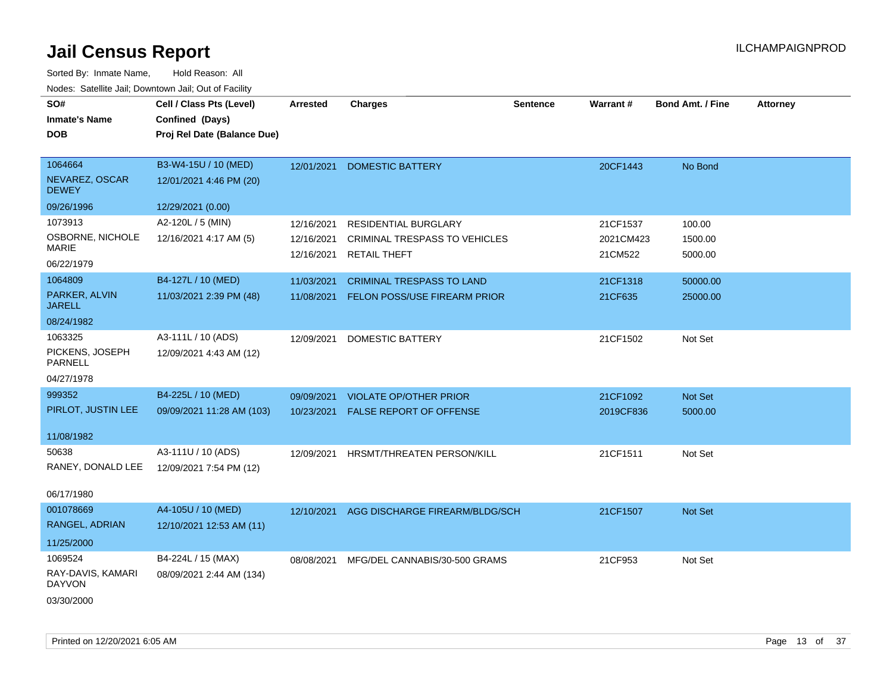# Jail Census Report

ILCHAMPAIGNPROD

Sorted By: Inmate Name, Hold Reason: All

Nodes: Satellite Jail; Downtown Jail; Out of Facility

| SO# / Inmate's Name / DOB | Cell / Class Pts (Level) / Confined (Days) / Proj Rel Date (Balance Due) | Arrested | Charges | Sentence | Warrant # | Bond Amt. / Fine | Attorney |
|---|---|---|---|---|---|---|---|
| 1064664<br>NEVAREZ, OSCAR DEWEY<br>09/26/1996 | B3-W4-15U / 10 (MED)<br>12/01/2021 4:46 PM (20)<br>12/29/2021 (0.00) | 12/01/2021 | DOMESTIC BATTERY | | 20CF1443 | No Bond | |
| 1073913<br>OSBORNE, NICHOLE MARIE<br>06/22/1979 | A2-120L / 5 (MIN)<br>12/16/2021 4:17 AM (5) | 12/16/2021<br>12/16/2021<br>12/16/2021 | RESIDENTIAL BURGLARY<br>CRIMINAL TRESPASS TO VEHICLES<br>RETAIL THEFT | | 21CF1537<br>2021CM423<br>21CM522 | 100.00<br>1500.00<br>5000.00 | |
| 1064809<br>PARKER, ALVIN JARELL<br>08/24/1982 | B4-127L / 10 (MED)<br>11/03/2021 2:39 PM (48) | 11/03/2021<br>11/08/2021 | CRIMINAL TRESPASS TO LAND<br>FELON POSS/USE FIREARM PRIOR | | 21CF1318<br>21CF635 | 50000.00<br>25000.00 | |
| 1063325<br>PICKENS, JOSEPH PARNELL<br>04/27/1978 | A3-111L / 10 (ADS)<br>12/09/2021 4:43 AM (12) | 12/09/2021 | DOMESTIC BATTERY | | 21CF1502 | Not Set | |
| 999352<br>PIRLOT, JUSTIN LEE<br>11/08/1982 | B4-225L / 10 (MED)<br>09/09/2021 11:28 AM (103) | 09/09/2021<br>10/23/2021 | VIOLATE OP/OTHER PRIOR<br>FALSE REPORT OF OFFENSE | | 21CF1092<br>2019CF836 | Not Set<br>5000.00 | |
| 50638<br>RANEY, DONALD LEE<br>06/17/1980 | A3-111U / 10 (ADS)<br>12/09/2021 7:54 PM (12) | 12/09/2021 | HRSMT/THREATEN PERSON/KILL | | 21CF1511 | Not Set | |
| 001078669<br>RANGEL, ADRIAN<br>11/25/2000 | A4-105U / 10 (MED)<br>12/10/2021 12:53 AM (11) | 12/10/2021 | AGG DISCHARGE FIREARM/BLDG/SCH | | 21CF1507 | Not Set | |
| 1069524<br>RAY-DAVIS, KAMARI DAYVON<br>03/30/2000 | B4-224L / 15 (MAX)<br>08/09/2021 2:44 AM (134) | 08/08/2021 | MFG/DEL CANNABIS/30-500 GRAMS | | 21CF953 | Not Set | |

Printed on 12/20/2021 6:05 AM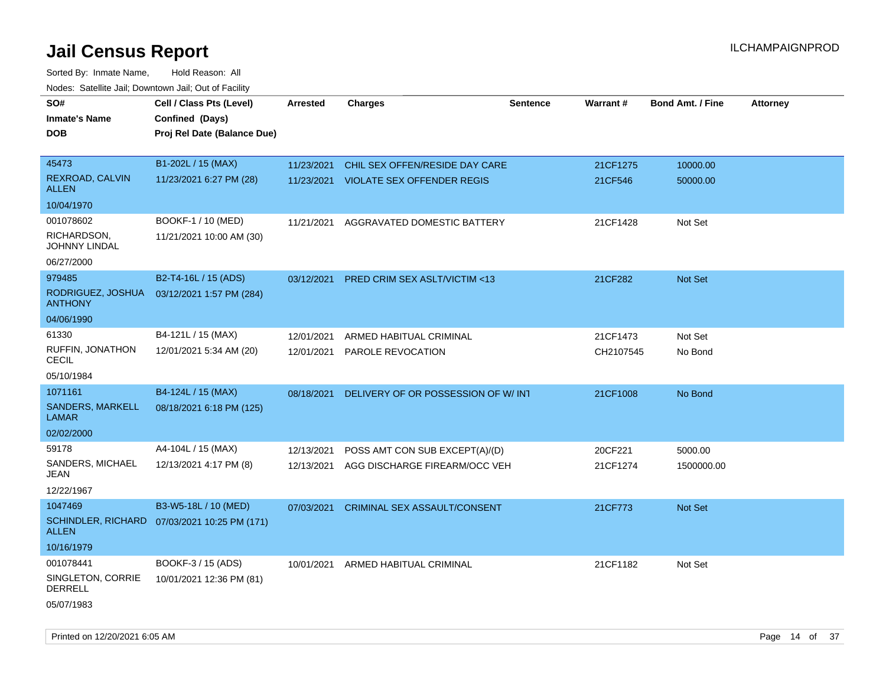# Jail Census Report

ILCHAMPAIGNPROD

Sorted By: Inmate Name, Hold Reason: All

Nodes: Satellite Jail; Downtown Jail; Out of Facility

| SO# / Inmate's Name / DOB | Cell / Class Pts (Level) / Confined (Days) / Proj Rel Date (Balance Due) | Arrested | Charges | Sentence | Warrant # | Bond Amt. / Fine | Attorney |
|---|---|---|---|---|---|---|---|
| 45473<br>REXROAD, CALVIN ALLEN<br>10/04/1970 | B1-202L / 15 (MAX)<br>11/23/2021 6:27 PM (28) | 11/23/2021<br>11/23/2021 | CHIL SEX OFFEN/RESIDE DAY CARE<br>VIOLATE SEX OFFENDER REGIS | | 21CF1275<br>21CF546 | 10000.00<br>50000.00 | |
| 001078602<br>RICHARDSON, JOHNNY LINDAL<br>06/27/2000 | BOOKF-1 / 10 (MED)<br>11/21/2021 10:00 AM (30) | 11/21/2021 | AGGRAVATED DOMESTIC BATTERY | | 21CF1428 | Not Set | |
| 979485<br>RODRIGUEZ, JOSHUA ANTHONY<br>04/06/1990 | B2-T4-16L / 15 (ADS)<br>03/12/2021 1:57 PM (284) | 03/12/2021 | PRED CRIM SEX ASLT/VICTIM <13 | | 21CF282 | Not Set | |
| 61330<br>RUFFIN, JONATHON CECIL<br>05/10/1984 | B4-121L / 15 (MAX)<br>12/01/2021 5:34 AM (20) | 12/01/2021<br>12/01/2021 | ARMED HABITUAL CRIMINAL<br>PAROLE REVOCATION | | 21CF1473<br>CH2107545 | Not Set<br>No Bond | |
| 1071161<br>SANDERS, MARKELL LAMAR<br>02/02/2000 | B4-124L / 15 (MAX)<br>08/18/2021 6:18 PM (125) | 08/18/2021 | DELIVERY OF OR POSSESSION OF W/ INT | | 21CF1008 | No Bond | |
| 59178<br>SANDERS, MICHAEL JEAN<br>12/22/1967 | A4-104L / 15 (MAX)<br>12/13/2021 4:17 PM (8) | 12/13/2021<br>12/13/2021 | POSS AMT CON SUB EXCEPT(A)/(D)<br>AGG DISCHARGE FIREARM/OCC VEH | | 20CF221<br>21CF1274 | 5000.00<br>1500000.00 | |
| 1047469<br>SCHINDLER, RICHARD ALLEN<br>10/16/1979 | B3-W5-18L / 10 (MED)<br>07/03/2021 10:25 PM (171) | 07/03/2021 | CRIMINAL SEX ASSAULT/CONSENT | | 21CF773 | Not Set | |
| 001078441<br>SINGLETON, CORRIE DERRELL<br>05/07/1983 | BOOKF-3 / 15 (ADS)<br>10/01/2021 12:36 PM (81) | 10/01/2021 | ARMED HABITUAL CRIMINAL | | 21CF1182 | Not Set | |

Printed on 12/20/2021 6:05 AM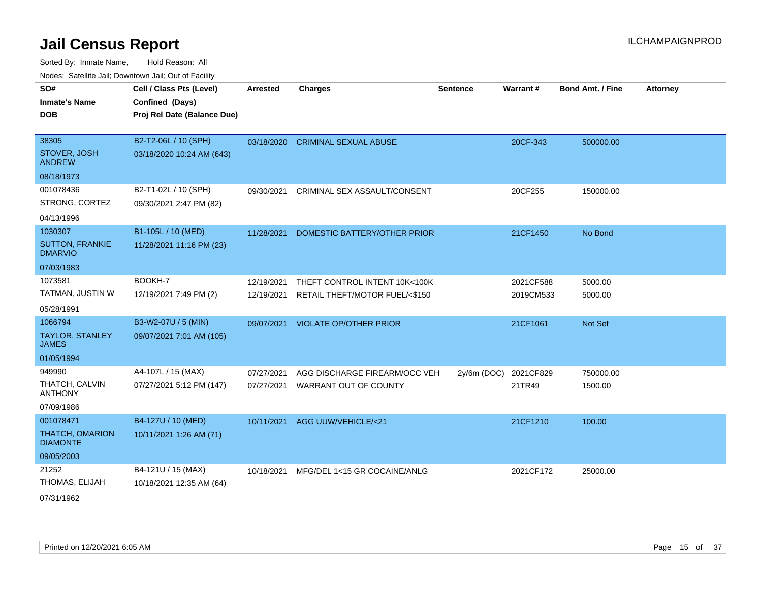# Jail Census Report

ILCHAMPAIGNPROD

Sorted By: Inmate Name, Hold Reason: All

Nodes: Satellite Jail; Downtown Jail; Out of Facility

| SO# / Inmate's Name / DOB | Cell / Class Pts (Level) / Confined (Days) / Proj Rel Date (Balance Due) | Arrested | Charges | Sentence | Warrant # | Bond Amt. / Fine | Attorney |
|---|---|---|---|---|---|---|---|
| 38305<br>STOVER, JOSH ANDREW<br>08/18/1973 | B2-T2-06L / 10 (SPH)<br>03/18/2020 10:24 AM (643) | 03/18/2020 | CRIMINAL SEXUAL ABUSE | | 20CF-343 | 500000.00 | |
| 001078436<br>STRONG, CORTEZ<br>04/13/1996 | B2-T1-02L / 10 (SPH)<br>09/30/2021 2:47 PM (82) | 09/30/2021 | CRIMINAL SEX ASSAULT/CONSENT | | 20CF255 | 150000.00 | |
| 1030307<br>SUTTON, FRANKIE DMARVIO<br>07/03/1983 | B1-105L / 10 (MED)<br>11/28/2021 11:16 PM (23) | 11/28/2021 | DOMESTIC BATTERY/OTHER PRIOR | | 21CF1450 | No Bond | |
| 1073581<br>TATMAN, JUSTIN W<br>05/28/1991 | BOOKH-7<br>12/19/2021 7:49 PM (2) | 12/19/2021<br>12/19/2021 | THEFT CONTROL INTENT 10K<100K<br>RETAIL THEFT/MOTOR FUEL/<$150 | | 2021CF588<br>2019CM533 | 5000.00<br>5000.00 | |
| 1066794<br>TAYLOR, STANLEY JAMES<br>01/05/1994 | B3-W2-07U / 5 (MIN)<br>09/07/2021 7:01 AM (105) | 09/07/2021 | VIOLATE OP/OTHER PRIOR | | 21CF1061 | Not Set | |
| 949990<br>THATCH, CALVIN ANTHONY<br>07/09/1986 | A4-107L / 15 (MAX)<br>07/27/2021 5:12 PM (147) | 07/27/2021<br>07/27/2021 | AGG DISCHARGE FIREARM/OCC VEH<br>WARRANT OUT OF COUNTY | 2y/6m (DOC) | 2021CF829<br>21TR49 | 750000.00<br>1500.00 | |
| 001078471<br>THATCH, OMARION DIAMONTE<br>09/05/2003 | B4-127U / 10 (MED)<br>10/11/2021 1:26 AM (71) | 10/11/2021 | AGG UUW/VEHICLE/<21 | | 21CF1210 | 100.00 | |
| 21252<br>THOMAS, ELIJAH<br>07/31/1962 | B4-121U / 15 (MAX)<br>10/18/2021 12:35 AM (64) | 10/18/2021 | MFG/DEL 1<15 GR COCAINE/ANLG | | 2021CF172 | 25000.00 | |

Printed on 12/20/2021 6:05 AM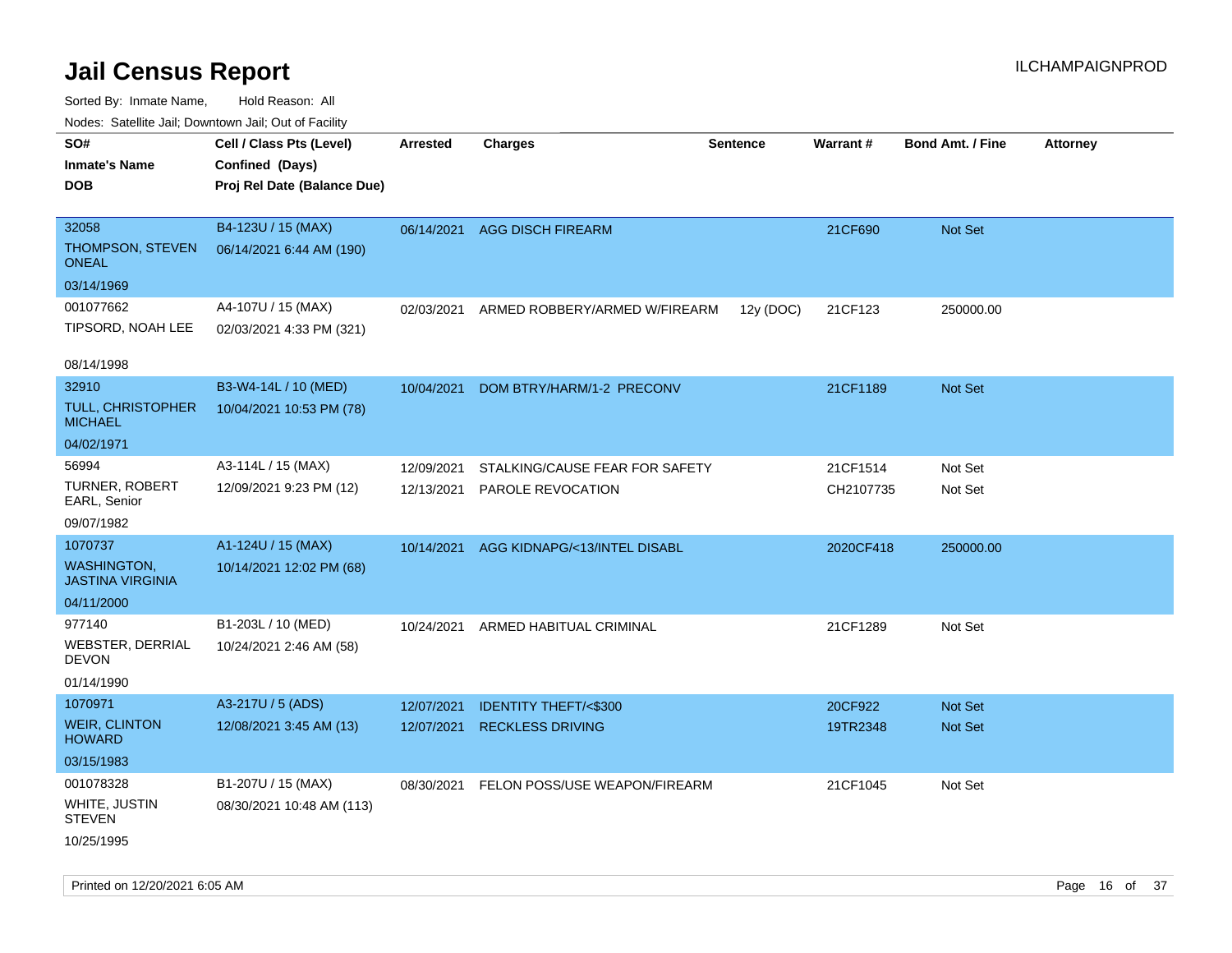# Jail Census Report

ILCHAMPAIGNPROD

Sorted By: Inmate Name, Hold Reason: All

Nodes: Satellite Jail; Downtown Jail; Out of Facility

| SO# / Inmate's Name / DOB | Cell / Class Pts (Level) / Confined (Days) / Proj Rel Date (Balance Due) | Arrested | Charges | Sentence | Warrant # | Bond Amt. / Fine | Attorney |
|---|---|---|---|---|---|---|---|
| 32058 THOMPSON, STEVEN ONEAL 03/14/1969 | B4-123U / 15 (MAX) 06/14/2021 6:44 AM (190) | 06/14/2021 | AGG DISCH FIREARM | | 21CF690 | Not Set | |
| 001077662 TIPSORD, NOAH LEE 08/14/1998 | A4-107U / 15 (MAX) 02/03/2021 4:33 PM (321) | 02/03/2021 | ARMED ROBBERY/ARMED W/FIREARM | 12y (DOC) | 21CF123 | 250000.00 | |
| 32910 TULL, CHRISTOPHER MICHAEL 04/02/1971 | B3-W4-14L / 10 (MED) 10/04/2021 10:53 PM (78) | 10/04/2021 | DOM BTRY/HARM/1-2 PRECONV | | 21CF1189 | Not Set | |
| 56994 TURNER, ROBERT EARL, Senior 09/07/1982 | A3-114L / 15 (MAX) 12/09/2021 9:23 PM (12) | 12/09/2021 | STALKING/CAUSE FEAR FOR SAFETY | | 21CF1514 | Not Set | |
| | | 12/13/2021 | PAROLE REVOCATION | | CH2107735 | Not Set | |
| 1070737 WASHINGTON, JASTINA VIRGINIA 04/11/2000 | A1-124U / 15 (MAX) 10/14/2021 12:02 PM (68) | 10/14/2021 | AGG KIDNAPG/<13/INTEL DISABL | | 2020CF418 | 250000.00 | |
| 977140 WEBSTER, DERRIAL DEVON 01/14/1990 | B1-203L / 10 (MED) 10/24/2021 2:46 AM (58) | 10/24/2021 | ARMED HABITUAL CRIMINAL | | 21CF1289 | Not Set | |
| 1070971 WEIR, CLINTON HOWARD 03/15/1983 | A3-217U / 5 (ADS) 12/08/2021 3:45 AM (13) | 12/07/2021 | IDENTITY THEFT/<$300 | | 20CF922 | Not Set | |
| | | 12/07/2021 | RECKLESS DRIVING | | 19TR2348 | Not Set | |
| 001078328 WHITE, JUSTIN STEVEN 10/25/1995 | B1-207U / 15 (MAX) 08/30/2021 10:48 AM (113) | 08/30/2021 | FELON POSS/USE WEAPON/FIREARM | | 21CF1045 | Not Set | |

Printed on 12/20/2021 6:05 AM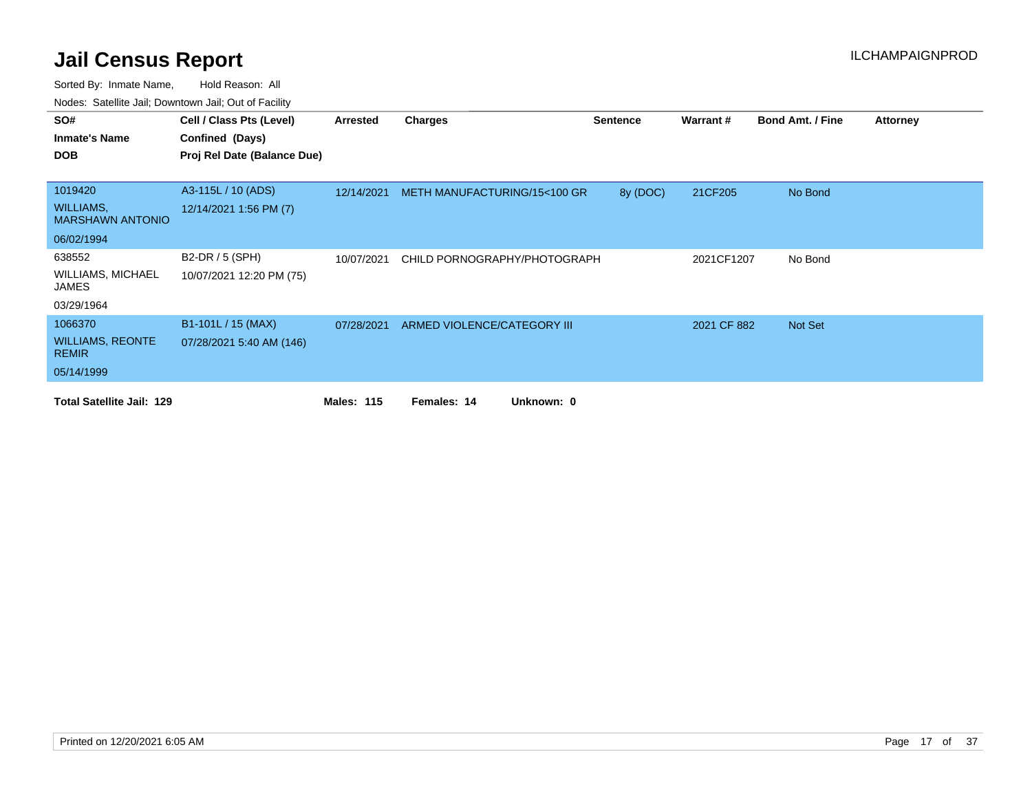# Jail Census Report

ILCHAMPAIGNPROD

Sorted By: Inmate Name, Hold Reason: All

Nodes: Satellite Jail; Downtown Jail; Out of Facility

| SO#<br>Inmate's Name<br>DOB | Cell / Class Pts (Level)<br>Confined (Days)<br>Proj Rel Date (Balance Due) | Arrested | Charges | Sentence | Warrant # | Bond Amt. / Fine | Attorney |
|---|---|---|---|---|---|---|---|
| 1019420<br>WILLIAMS, MARSHAWN ANTONIO<br>06/02/1994 | A3-115L / 10 (ADS)<br>12/14/2021 1:56 PM (7) | 12/14/2021 | METH MANUFACTURING/15<100 GR | 8y (DOC) | 21CF205 | No Bond | |
| 638552<br>WILLIAMS, MICHAEL JAMES<br>03/29/1964 | B2-DR / 5 (SPH)<br>10/07/2021 12:20 PM (75) | 10/07/2021 | CHILD PORNOGRAPHY/PHOTOGRAPH | | 2021CF1207 | No Bond | |
| 1066370<br>WILLIAMS, REONTE REMIR<br>05/14/1999 | B1-101L / 15 (MAX)<br>07/28/2021 5:40 AM (146) | 07/28/2021 | ARMED VIOLENCE/CATEGORY III | | 2021 CF 882 | Not Set | |

**Total Satellite Jail: 129** **Males: 115** **Females: 14** **Unknown: 0**

Printed on 12/20/2021 6:05 AM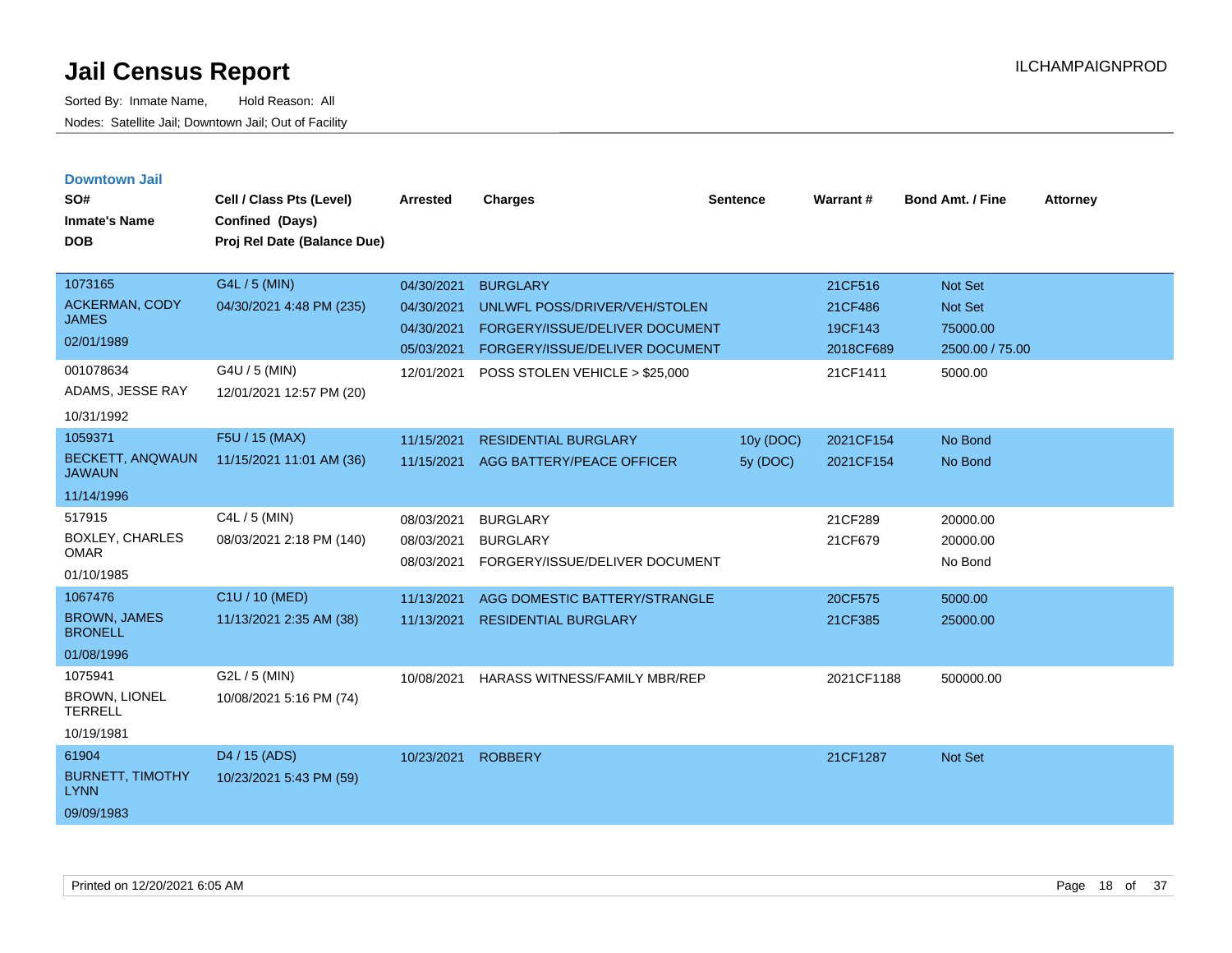# Jail Census Report

Sorted By: Inmate Name, Hold Reason: All

Nodes: Satellite Jail; Downtown Jail; Out of Facility

ILCHAMPAIGNPROD

## Downtown Jail

| SO# / Inmate's Name / DOB | Cell / Class Pts (Level) / Confined (Days) / Proj Rel Date (Balance Due) | Arrested | Charges | Sentence | Warrant # | Bond Amt. / Fine | Attorney |
|---|---|---|---|---|---|---|---|
| 1073165<br>ACKERMAN, CODY JAMES<br>02/01/1989 | G4L / 5 (MIN)<br>04/30/2021 4:48 PM (235) | 04/30/2021 | BURGLARY | | 21CF516 | Not Set | |
| | | 04/30/2021 | UNLWFL POSS/DRIVER/VEH/STOLEN | | 21CF486 | Not Set | |
| | | 04/30/2021 | FORGERY/ISSUE/DELIVER DOCUMENT | | 19CF143 | 75000.00 | |
| | | 05/03/2021 | FORGERY/ISSUE/DELIVER DOCUMENT | | 2018CF689 | 2500.00 / 75.00 | |
| 001078634<br>ADAMS, JESSE RAY<br>10/31/1992 | G4U / 5 (MIN)<br>12/01/2021 12:57 PM (20) | 12/01/2021 | POSS STOLEN VEHICLE > $25,000 | | 21CF1411 | 5000.00 | |
| 1059371<br>BECKETT, ANQWAUN JAWAUN<br>11/14/1996 | F5U / 15 (MAX)<br>11/15/2021 11:01 AM (36) | 11/15/2021 | RESIDENTIAL BURGLARY | 10y (DOC) | 2021CF154 | No Bond | |
| | | 11/15/2021 | AGG BATTERY/PEACE OFFICER | 5y (DOC) | 2021CF154 | No Bond | |
| 517915<br>BOXLEY, CHARLES OMAR<br>01/10/1985 | C4L / 5 (MIN)<br>08/03/2021 2:18 PM (140) | 08/03/2021 | BURGLARY | | 21CF289 | 20000.00 | |
| | | 08/03/2021 | BURGLARY | | 21CF679 | 20000.00 | |
| | | 08/03/2021 | FORGERY/ISSUE/DELIVER DOCUMENT | | | No Bond | |
| 1067476<br>BROWN, JAMES BRONELL<br>01/08/1996 | C1U / 10 (MED)<br>11/13/2021 2:35 AM (38) | 11/13/2021 | AGG DOMESTIC BATTERY/STRANGLE | | 20CF575 | 5000.00 | |
| | | 11/13/2021 | RESIDENTIAL BURGLARY | | 21CF385 | 25000.00 | |
| 1075941<br>BROWN, LIONEL TERRELL<br>10/19/1981 | G2L / 5 (MIN)<br>10/08/2021 5:16 PM (74) | 10/08/2021 | HARASS WITNESS/FAMILY MBR/REP | | 2021CF1188 | 500000.00 | |
| 61904<br>BURNETT, TIMOTHY LYNN<br>09/09/1983 | D4 / 15 (ADS)<br>10/23/2021 5:43 PM (59) | 10/23/2021 | ROBBERY | | 21CF1287 | Not Set | |

Printed on 12/20/2021 6:05 AM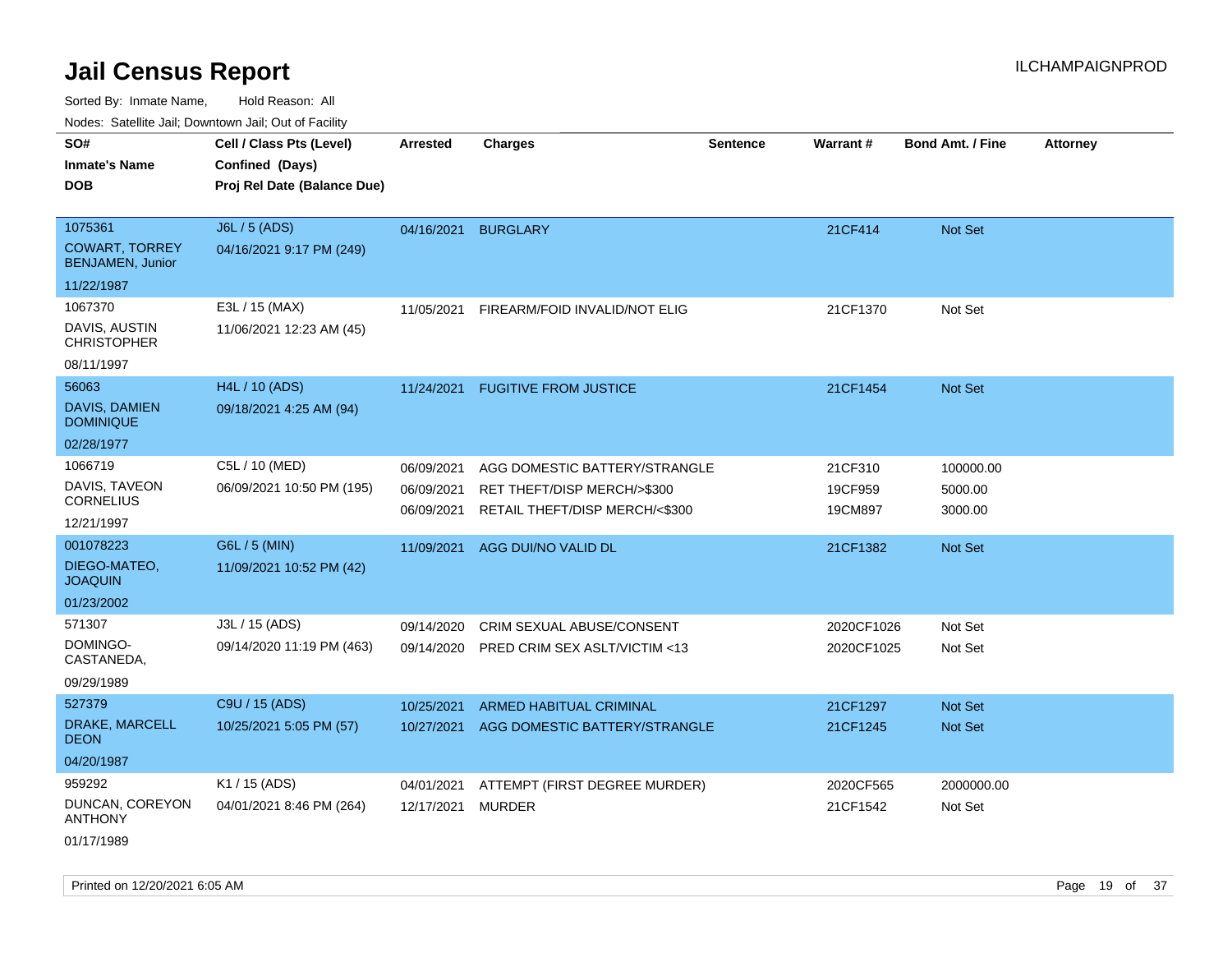# Jail Census Report

ILCHAMPAIGNPROD

Sorted By: Inmate Name, Hold Reason: All

Nodes: Satellite Jail; Downtown Jail; Out of Facility

| SO# / Inmate's Name / DOB | Cell / Class Pts (Level) / Confined (Days) / Proj Rel Date (Balance Due) | Arrested | Charges | Sentence | Warrant # | Bond Amt. / Fine | Attorney |
|---|---|---|---|---|---|---|---|
| 1075361<br>COWART, TORREY BENJAMEN, Junior<br>11/22/1987 | J6L / 5 (ADS)<br>04/16/2021 9:17 PM (249) | 04/16/2021 | BURGLARY | | 21CF414 | Not Set | |
| 1067370<br>DAVIS, AUSTIN CHRISTOPHER<br>08/11/1997 | E3L / 15 (MAX)<br>11/06/2021 12:23 AM (45) | 11/05/2021 | FIREARM/FOID INVALID/NOT ELIG | | 21CF1370 | Not Set | |
| 56063<br>DAVIS, DAMIEN DOMINIQUE<br>02/28/1977 | H4L / 10 (ADS)<br>09/18/2021 4:25 AM (94) | 11/24/2021 | FUGITIVE FROM JUSTICE | | 21CF1454 | Not Set | |
| 1066719<br>DAVIS, TAVEON CORNELIUS<br>12/21/1997 | C5L / 10 (MED)<br>06/09/2021 10:50 PM (195) | 06/09/2021<br>06/09/2021<br>06/09/2021 | AGG DOMESTIC BATTERY/STRANGLE<br>RET THEFT/DISP MERCH/>$300<br>RETAIL THEFT/DISP MERCH/<$300 | | 21CF310<br>19CF959<br>19CM897 | 100000.00<br>5000.00<br>3000.00 | |
| 001078223<br>DIEGO-MATEO, JOAQUIN<br>01/23/2002 | G6L / 5 (MIN)<br>11/09/2021 10:52 PM (42) | 11/09/2021 | AGG DUI/NO VALID DL | | 21CF1382 | Not Set | |
| 571307<br>DOMINGO-CASTANEDA,<br>09/29/1989 | J3L / 15 (ADS)<br>09/14/2020 11:19 PM (463) | 09/14/2020<br>09/14/2020 | CRIM SEXUAL ABUSE/CONSENT<br>PRED CRIM SEX ASLT/VICTIM <13 | | 2020CF1026<br>2020CF1025 | Not Set<br>Not Set | |
| 527379<br>DRAKE, MARCELL DEON<br>04/20/1987 | C9U / 15 (ADS)<br>10/25/2021 5:05 PM (57) | 10/25/2021<br>10/27/2021 | ARMED HABITUAL CRIMINAL<br>AGG DOMESTIC BATTERY/STRANGLE | | 21CF1297<br>21CF1245 | Not Set<br>Not Set | |
| 959292<br>DUNCAN, COREYON ANTHONY<br>01/17/1989 | K1 / 15 (ADS)<br>04/01/2021 8:46 PM (264) | 04/01/2021<br>12/17/2021 | ATTEMPT (FIRST DEGREE MURDER)<br>MURDER | | 2020CF565<br>21CF1542 | 2000000.00<br>Not Set | |

Printed on 12/20/2021 6:05 AM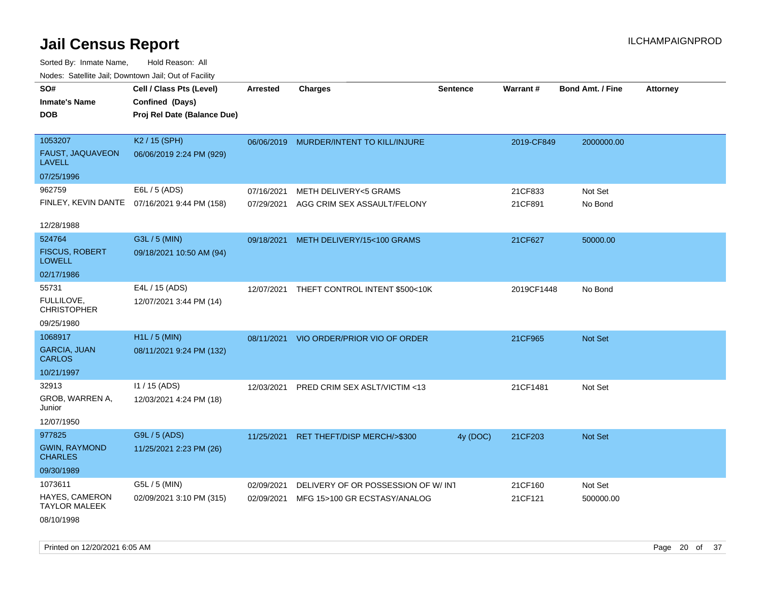# Jail Census Report

ILCHAMPAIGNPROD

Sorted By: Inmate Name, Hold Reason: All

Nodes: Satellite Jail; Downtown Jail; Out of Facility

| SO# / Inmate's Name / DOB | Cell / Class Pts (Level) / Confined (Days) / Proj Rel Date (Balance Due) | Arrested | Charges | Sentence | Warrant # | Bond Amt. / Fine | Attorney |
|---|---|---|---|---|---|---|---|
| 1053207 FAUST, JAQUAVEON LAVELL 07/25/1996 | K2 / 15 (SPH) 06/06/2019 2:24 PM (929) | 06/06/2019 | MURDER/INTENT TO KILL/INJURE | | 2019-CF849 | 2000000.00 | |
| 962759 FINLEY, KEVIN DANTE 12/28/1988 | E6L / 5 (ADS) 07/16/2021 9:44 PM (158) | 07/16/2021 | METH DELIVERY<5 GRAMS | | 21CF833 | Not Set | |
| | | 07/29/2021 | AGG CRIM SEX ASSAULT/FELONY | | 21CF891 | No Bond | |
| 524764 FISCUS, ROBERT LOWELL 02/17/1986 | G3L / 5 (MIN) 09/18/2021 10:50 AM (94) | 09/18/2021 | METH DELIVERY/15<100 GRAMS | | 21CF627 | 50000.00 | |
| 55731 FULLILOVE, CHRISTOPHER 09/25/1980 | E4L / 15 (ADS) 12/07/2021 3:44 PM (14) | 12/07/2021 | THEFT CONTROL INTENT $500<10K | | 2019CF1448 | No Bond | |
| 1068917 GARCIA, JUAN CARLOS 10/21/1997 | H1L / 5 (MIN) 08/11/2021 9:24 PM (132) | 08/11/2021 | VIO ORDER/PRIOR VIO OF ORDER | | 21CF965 | Not Set | |
| 32913 GROB, WARREN A, Junior 12/07/1950 | I1 / 15 (ADS) 12/03/2021 4:24 PM (18) | 12/03/2021 | PRED CRIM SEX ASLT/VICTIM <13 | | 21CF1481 | Not Set | |
| 977825 GWIN, RAYMOND CHARLES 09/30/1989 | G9L / 5 (ADS) 11/25/2021 2:23 PM (26) | 11/25/2021 | RET THEFT/DISP MERCH/>$300 | 4y (DOC) | 21CF203 | Not Set | |
| 1073611 HAYES, CAMERON TAYLOR MALEEK 08/10/1998 | G5L / 5 (MIN) 02/09/2021 3:10 PM (315) | 02/09/2021 | DELIVERY OF OR POSSESSION OF W/ INT | | 21CF160 | Not Set | |
| | | 02/09/2021 | MFG 15>100 GR ECSTASY/ANALOG | | 21CF121 | 500000.00 | |

Printed on 12/20/2021 6:05 AM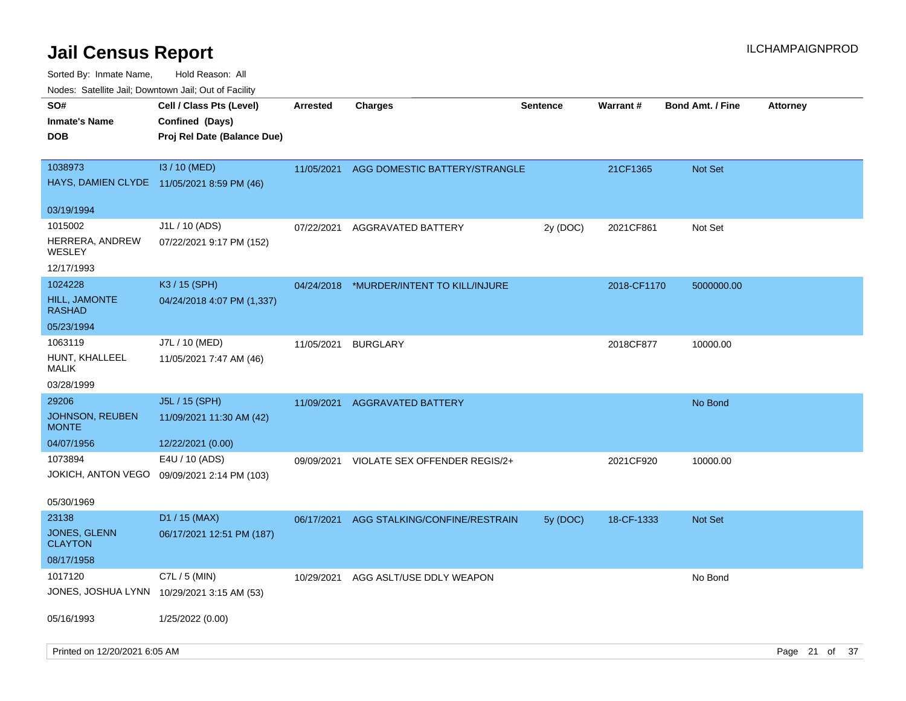# Jail Census Report

ILCHAMPAIGNPROD

Sorted By: Inmate Name, Hold Reason: All

Nodes: Satellite Jail; Downtown Jail; Out of Facility

| SO# / Inmate's Name / DOB | Cell / Class Pts (Level) / Confined (Days) / Proj Rel Date (Balance Due) | Arrested | Charges | Sentence | Warrant # | Bond Amt. / Fine | Attorney |
|---|---|---|---|---|---|---|---|
| 1038973<br>HAYS, DAMIEN CLYDE<br>03/19/1994 | I3 / 10 (MED)<br>11/05/2021 8:59 PM (46) | 11/05/2021 | AGG DOMESTIC BATTERY/STRANGLE | | 21CF1365 | Not Set | |
| 1015002<br>HERRERA, ANDREW WESLEY<br>12/17/1993 | J1L / 10 (ADS)<br>07/22/2021 9:17 PM (152) | 07/22/2021 | AGGRAVATED BATTERY | 2y (DOC) | 2021CF861 | Not Set | |
| 1024228<br>HILL, JAMONTE RASHAD<br>05/23/1994 | K3 / 15 (SPH)<br>04/24/2018 4:07 PM (1,337) | 04/24/2018 | *MURDER/INTENT TO KILL/INJURE | | 2018-CF1170 | 5000000.00 | |
| 1063119<br>HUNT, KHALLEEL MALIK<br>03/28/1999 | J7L / 10 (MED)<br>11/05/2021 7:47 AM (46) | 11/05/2021 | BURGLARY | | 2018CF877 | 10000.00 | |
| 29206<br>JOHNSON, REUBEN MONTE<br>04/07/1956 | J5L / 15 (SPH)<br>11/09/2021 11:30 AM (42)<br>12/22/2021 (0.00) | 11/09/2021 | AGGRAVATED BATTERY | | | No Bond | |
| 1073894<br>JOKICH, ANTON VEGO<br>05/30/1969 | E4U / 10 (ADS)<br>09/09/2021 2:14 PM (103) | 09/09/2021 | VIOLATE SEX OFFENDER REGIS/2+ | | 2021CF920 | 10000.00 | |
| 23138<br>JONES, GLENN CLAYTON<br>08/17/1958 | D1 / 15 (MAX)<br>06/17/2021 12:51 PM (187) | 06/17/2021 | AGG STALKING/CONFINE/RESTRAIN | 5y (DOC) | 18-CF-1333 | Not Set | |
| 1017120<br>JONES, JOSHUA LYNN<br>05/16/1993 | C7L / 5 (MIN)<br>10/29/2021 3:15 AM (53)<br>1/25/2022 (0.00) | 10/29/2021 | AGG ASLT/USE DDLY WEAPON | | | No Bond | |

Printed on 12/20/2021 6:05 AM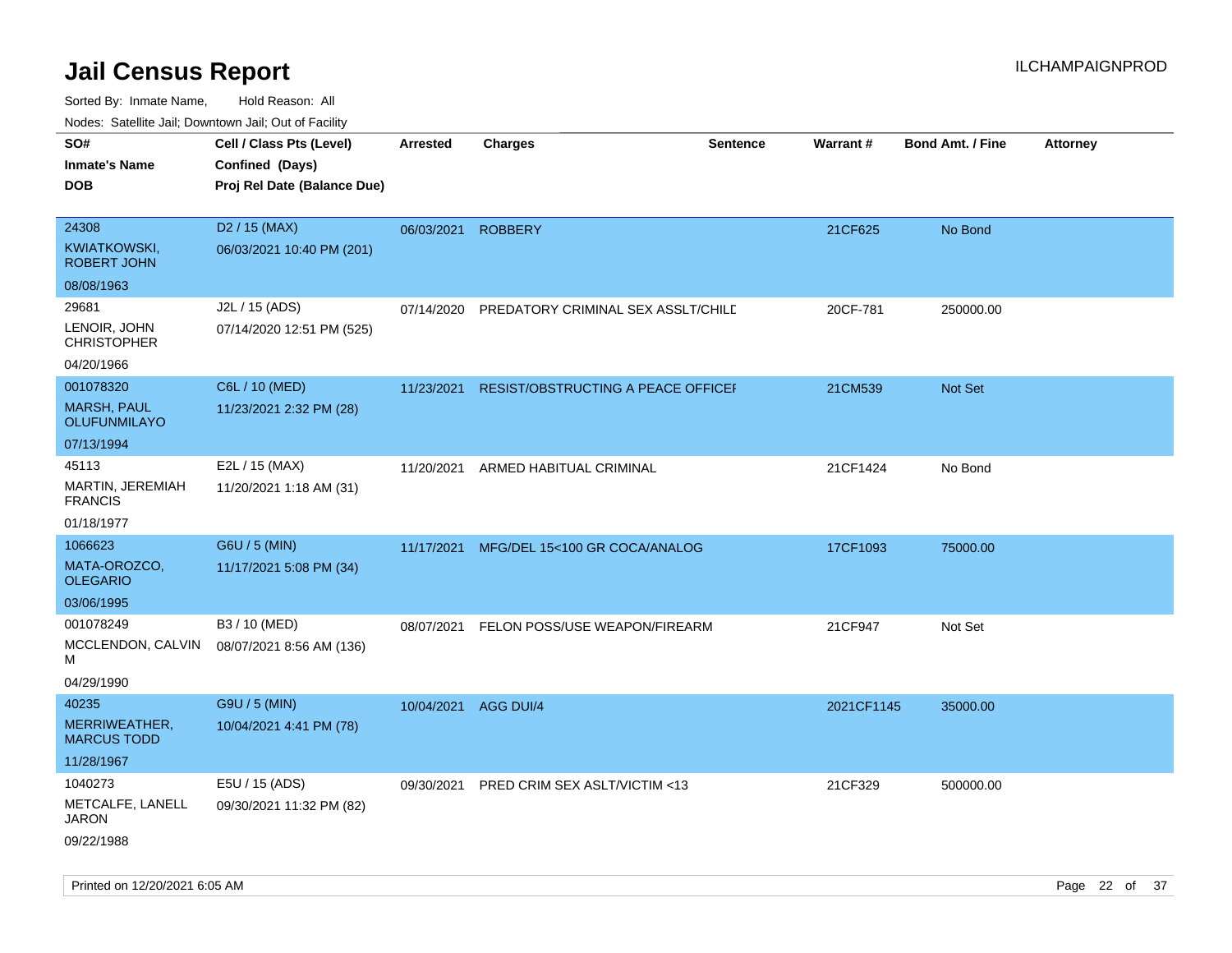# Jail Census Report

Sorted By: Inmate Name, Hold Reason: All

Nodes: Satellite Jail; Downtown Jail; Out of Facility

| SO# / Inmate's Name / DOB | Cell / Class Pts (Level) / Confined (Days) / Proj Rel Date (Balance Due) | Arrested | Charges | Sentence | Warrant # | Bond Amt. / Fine | Attorney |
|---|---|---|---|---|---|---|---|
| 24308<br>KWIATKOWSKI, ROBERT JOHN<br>08/08/1963 | D2 / 15 (MAX)<br>06/03/2021 10:40 PM (201) | 06/03/2021 | ROBBERY | | 21CF625 | No Bond | |
| 29681<br>LENOIR, JOHN CHRISTOPHER<br>04/20/1966 | J2L / 15 (ADS)<br>07/14/2020 12:51 PM (525) | 07/14/2020 | PREDATORY CRIMINAL SEX ASSLT/CHILD | | 20CF-781 | 250000.00 | |
| 001078320<br>MARSH, PAUL OLUFUNMILAYO<br>07/13/1994 | C6L / 10 (MED)<br>11/23/2021 2:32 PM (28) | 11/23/2021 | RESIST/OBSTRUCTING A PEACE OFFICER | | 21CM539 | Not Set | |
| 45113<br>MARTIN, JEREMIAH FRANCIS<br>01/18/1977 | E2L / 15 (MAX)<br>11/20/2021 1:18 AM (31) | 11/20/2021 | ARMED HABITUAL CRIMINAL | | 21CF1424 | No Bond | |
| 1066623<br>MATA-OROZCO, OLEGARIO<br>03/06/1995 | G6U / 5 (MIN)<br>11/17/2021 5:08 PM (34) | 11/17/2021 | MFG/DEL 15<100 GR COCA/ANALOG | | 17CF1093 | 75000.00 | |
| 001078249<br>MCCLENDON, CALVIN M<br>04/29/1990 | B3 / 10 (MED)<br>08/07/2021 8:56 AM (136) | 08/07/2021 | FELON POSS/USE WEAPON/FIREARM | | 21CF947 | Not Set | |
| 40235<br>MERRIWEATHER, MARCUS TODD<br>11/28/1967 | G9U / 5 (MIN)<br>10/04/2021 4:41 PM (78) | 10/04/2021 | AGG DUI/4 | | 2021CF1145 | 35000.00 | |
| 1040273<br>METCALFE, LANELL JARON<br>09/22/1988 | E5U / 15 (ADS)<br>09/30/2021 11:32 PM (82) | 09/30/2021 | PRED CRIM SEX ASLT/VICTIM <13 | | 21CF329 | 500000.00 | |

Printed on 12/20/2021 6:05 AM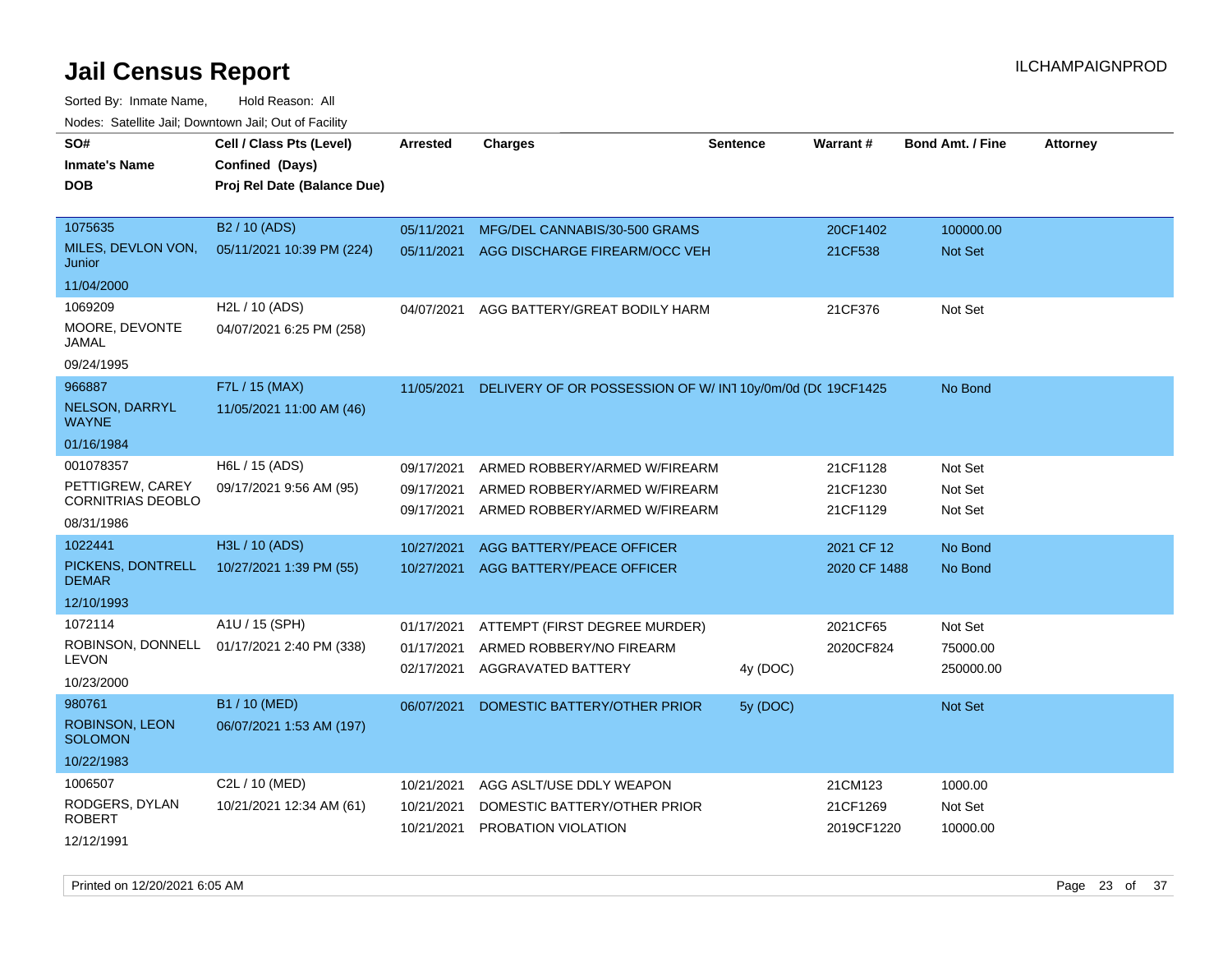# Jail Census Report

ILCHAMPAIGNPROD

Sorted By: Inmate Name, Hold Reason: All

Nodes: Satellite Jail; Downtown Jail; Out of Facility

| SO# / Inmate's Name / DOB | Cell / Class Pts (Level) / Confined (Days) / Proj Rel Date (Balance Due) | Arrested | Charges | Sentence | Warrant # | Bond Amt. / Fine | Attorney |
|---|---|---|---|---|---|---|---|
| 1075635<br>MILES, DEVLON VON, Junior<br>11/04/2000 | B2 / 10 (ADS)<br>05/11/2021 10:39 PM (224) | 05/11/2021 | MFG/DEL CANNABIS/30-500 GRAMS | | 20CF1402 | 100000.00 | |
| | | 05/11/2021 | AGG DISCHARGE FIREARM/OCC VEH | | 21CF538 | Not Set | |
| 1069209<br>MOORE, DEVONTE JAMAL<br>09/24/1995 | H2L / 10 (ADS)<br>04/07/2021 6:25 PM (258) | 04/07/2021 | AGG BATTERY/GREAT BODILY HARM | | 21CF376 | Not Set | |
| 966887<br>NELSON, DARRYL WAYNE<br>01/16/1984 | F7L / 15 (MAX)<br>11/05/2021 11:00 AM (46) | 11/05/2021 | DELIVERY OF OR POSSESSION OF W/ INT | 10y/0m/0d (DO | 19CF1425 | No Bond | |
| 001078357<br>PETTIGREW, CAREY CORNITRIAS DEOBLO<br>08/31/1986 | H6L / 15 (ADS)<br>09/17/2021 9:56 AM (95) | 09/17/2021 | ARMED ROBBERY/ARMED W/FIREARM | | 21CF1128 | Not Set | |
| | | 09/17/2021 | ARMED ROBBERY/ARMED W/FIREARM | | 21CF1230 | Not Set | |
| | | 09/17/2021 | ARMED ROBBERY/ARMED W/FIREARM | | 21CF1129 | Not Set | |
| 1022441<br>PICKENS, DONTRELL DEMAR<br>12/10/1993 | H3L / 10 (ADS)<br>10/27/2021 1:39 PM (55) | 10/27/2021 | AGG BATTERY/PEACE OFFICER | | 2021 CF 12 | No Bond | |
| | | 10/27/2021 | AGG BATTERY/PEACE OFFICER | | 2020 CF 1488 | No Bond | |
| 1072114<br>ROBINSON, DONNELL LEVON<br>10/23/2000 | A1U / 15 (SPH)<br>01/17/2021 2:40 PM (338) | 01/17/2021 | ATTEMPT (FIRST DEGREE MURDER) | | 2021CF65 | Not Set | |
| | | 01/17/2021 | ARMED ROBBERY/NO FIREARM | | 2020CF824 | 75000.00 | |
| | | 02/17/2021 | AGGRAVATED BATTERY | 4y (DOC) | | 250000.00 | |
| 980761<br>ROBINSON, LEON SOLOMON<br>10/22/1983 | B1 / 10 (MED)<br>06/07/2021 1:53 AM (197) | 06/07/2021 | DOMESTIC BATTERY/OTHER PRIOR | 5y (DOC) | | Not Set | |
| 1006507<br>RODGERS, DYLAN ROBERT<br>12/12/1991 | C2L / 10 (MED)<br>10/21/2021 12:34 AM (61) | 10/21/2021 | AGG ASLT/USE DDLY WEAPON | | 21CM123 | 1000.00 | |
| | | 10/21/2021 | DOMESTIC BATTERY/OTHER PRIOR | | 21CF1269 | Not Set | |
| | | 10/21/2021 | PROBATION VIOLATION | | 2019CF1220 | 10000.00 | |

Printed on 12/20/2021 6:05 AM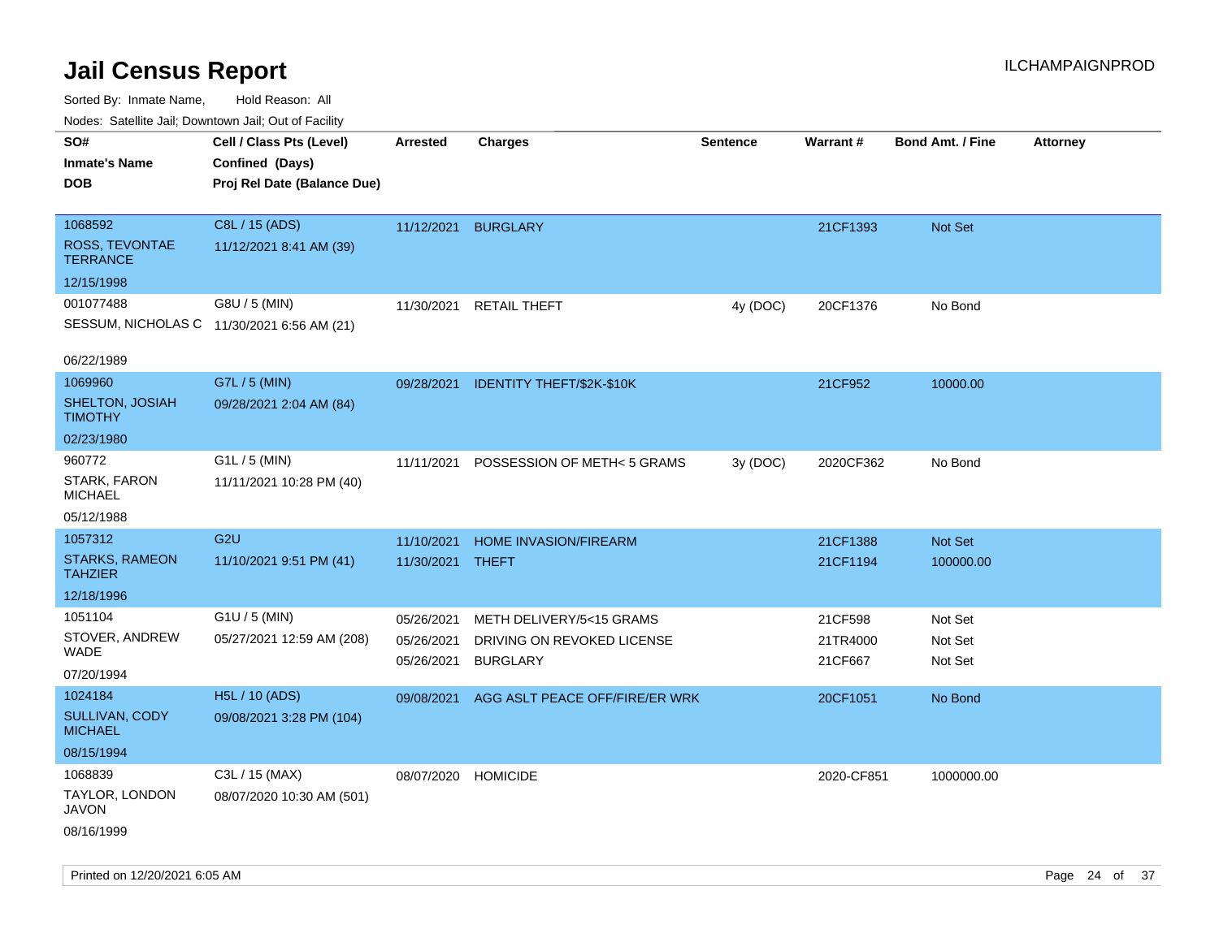# Jail Census Report

ILCHAMPAIGNPROD

Sorted By: Inmate Name, Hold Reason: All

Nodes: Satellite Jail; Downtown Jail; Out of Facility

| SO# / Inmate's Name / DOB | Cell / Class Pts (Level) / Confined (Days) / Proj Rel Date (Balance Due) | Arrested | Charges | Sentence | Warrant # | Bond Amt. / Fine | Attorney |
|---|---|---|---|---|---|---|---|
| 1068592<br>ROSS, TEVONTAE TERRANCE<br>12/15/1998 | C8L / 15 (ADS)<br>11/12/2021 8:41 AM (39) | 11/12/2021 | BURGLARY | | 21CF1393 | Not Set | |
| 001077488<br>SESSUM, NICHOLAS C<br>06/22/1989 | G8U / 5 (MIN)<br>11/30/2021 6:56 AM (21) | 11/30/2021 | RETAIL THEFT | 4y (DOC) | 20CF1376 | No Bond | |
| 1069960<br>SHELTON, JOSIAH TIMOTHY<br>02/23/1980 | G7L / 5 (MIN)<br>09/28/2021 2:04 AM (84) | 09/28/2021 | IDENTITY THEFT/$2K-$10K | | 21CF952 | 10000.00 | |
| 960772<br>STARK, FARON MICHAEL<br>05/12/1988 | G1L / 5 (MIN)<br>11/11/2021 10:28 PM (40) | 11/11/2021 | POSSESSION OF METH< 5 GRAMS | 3y (DOC) | 2020CF362 | No Bond | |
| 1057312<br>STARKS, RAMEON TAHZIER<br>12/18/1996 | G2U<br>11/10/2021 9:51 PM (41) | 11/10/2021 | HOME INVASION/FIREARM | | 21CF1388 | Not Set | |
| | | 11/30/2021 | THEFT | | 21CF1194 | 100000.00 | |
| 1051104<br>STOVER, ANDREW WADE<br>07/20/1994 | G1U / 5 (MIN)<br>05/27/2021 12:59 AM (208) | 05/26/2021 | METH DELIVERY/5<15 GRAMS | | 21CF598 | Not Set | |
| | | 05/26/2021 | DRIVING ON REVOKED LICENSE | | 21TR4000 | Not Set | |
| | | 05/26/2021 | BURGLARY | | 21CF667 | Not Set | |
| 1024184<br>SULLIVAN, CODY MICHAEL<br>08/15/1994 | H5L / 10 (ADS)<br>09/08/2021 3:28 PM (104) | 09/08/2021 | AGG ASLT PEACE OFF/FIRE/ER WRK | | 20CF1051 | No Bond | |
| 1068839<br>TAYLOR, LONDON JAVON<br>08/16/1999 | C3L / 15 (MAX)<br>08/07/2020 10:30 AM (501) | 08/07/2020 | HOMICIDE | | 2020-CF851 | 1000000.00 | |

Printed on 12/20/2021 6:05 AM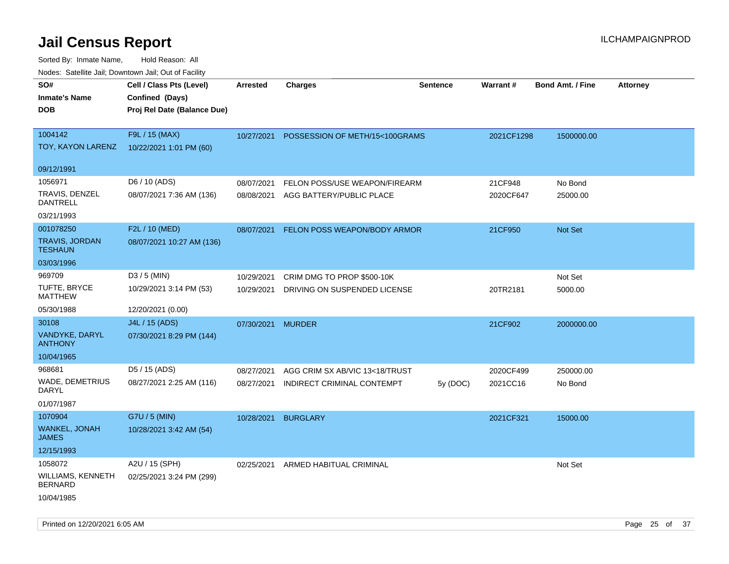# Jail Census Report

ILCHAMPAIGNPROD

Sorted By: Inmate Name, Hold Reason: All

Nodes: Satellite Jail; Downtown Jail; Out of Facility

| SO# / Inmate's Name / DOB | Cell / Class Pts (Level) / Confined (Days) / Proj Rel Date (Balance Due) | Arrested | Charges | Sentence | Warrant # | Bond Amt. / Fine | Attorney |
|---|---|---|---|---|---|---|---|
| 1004142<br>TOY, KAYON LARENZ<br>09/12/1991 | F9L / 15 (MAX)<br>10/22/2021 1:01 PM (60) | 10/27/2021 | POSSESSION OF METH/15<100GRAMS | | 2021CF1298 | 1500000.00 | |
| 1056971<br>TRAVIS, DENZEL DANTRELL<br>03/21/1993 | D6 / 10 (ADS)<br>08/07/2021 7:36 AM (136) | 08/07/2021 | FELON POSS/USE WEAPON/FIREARM | | 21CF948 | No Bond | |
| | | 08/08/2021 | AGG BATTERY/PUBLIC PLACE | | 2020CF647 | 25000.00 | |
| 001078250<br>TRAVIS, JORDAN TESHAUN<br>03/03/1996 | F2L / 10 (MED)<br>08/07/2021 10:27 AM (136) | 08/07/2021 | FELON POSS WEAPON/BODY ARMOR | | 21CF950 | Not Set | |
| 969709<br>TUFTE, BRYCE MATTHEW<br>05/30/1988 | D3 / 5 (MIN)<br>10/29/2021 3:14 PM (53)<br>12/20/2021 (0.00) | 10/29/2021 | CRIM DMG TO PROP $500-10K | | | Not Set | |
| | | 10/29/2021 | DRIVING ON SUSPENDED LICENSE | | 20TR2181 | 5000.00 | |
| 30108<br>VANDYKE, DARYL ANTHONY<br>10/04/1965 | J4L / 15 (ADS)<br>07/30/2021 8:29 PM (144) | 07/30/2021 | MURDER | | 21CF902 | 2000000.00 | |
| 968681<br>WADE, DEMETRIUS DARYL<br>01/07/1987 | D5 / 15 (ADS)<br>08/27/2021 2:25 AM (116) | 08/27/2021 | AGG CRIM SX AB/VIC 13<18/TRUST | | 2020CF499 | 250000.00 | |
| | | 08/27/2021 | INDIRECT CRIMINAL CONTEMPT | 5y (DOC) | 2021CC16 | No Bond | |
| 1070904<br>WANKEL, JONAH JAMES<br>12/15/1993 | G7U / 5 (MIN)<br>10/28/2021 3:42 AM (54) | 10/28/2021 | BURGLARY | | 2021CF321 | 15000.00 | |
| 1058072<br>WILLIAMS, KENNETH BERNARD<br>10/04/1985 | A2U / 15 (SPH)<br>02/25/2021 3:24 PM (299) | 02/25/2021 | ARMED HABITUAL CRIMINAL | | | Not Set | |

Printed on 12/20/2021 6:05 AM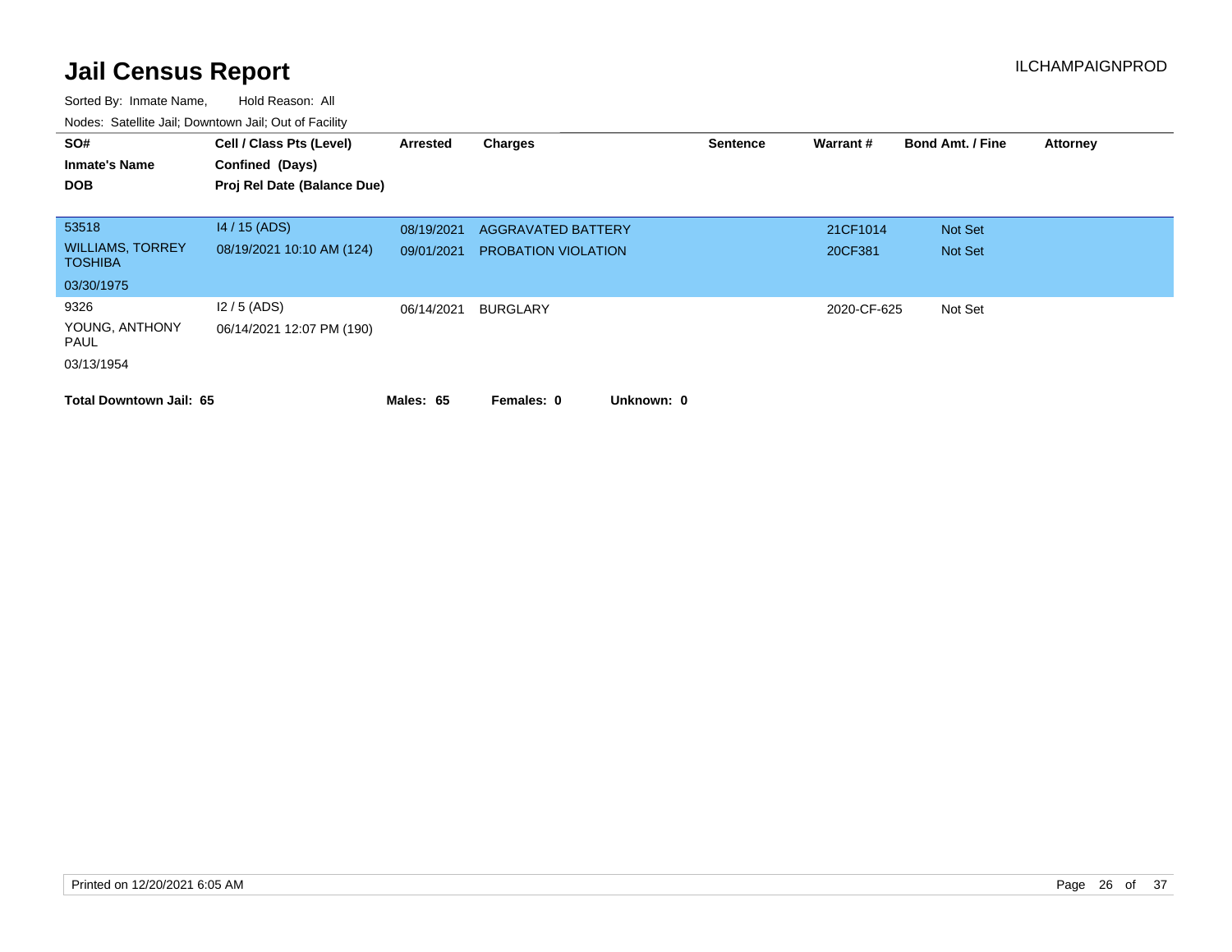# Jail Census Report

Sorted By: Inmate Name, Hold Reason: All

Nodes: Satellite Jail; Downtown Jail; Out of Facility

| SO# / Inmate's Name / DOB | Cell / Class Pts (Level) / Confined (Days) / Proj Rel Date (Balance Due) | Arrested | Charges | Sentence | Warrant # | Bond Amt. / Fine | Attorney |
|---|---|---|---|---|---|---|---|
| 53518 | I4 / 15 (ADS) | 08/19/2021 | AGGRAVATED BATTERY | | 21CF1014 | Not Set | |
| WILLIAMS, TORREY TOSHIBA | 08/19/2021 10:10 AM (124) | 09/01/2021 | PROBATION VIOLATION | | 20CF381 | Not Set | |
| 03/30/1975 | | | | | | | |
| 9326 | I2 / 5 (ADS) | 06/14/2021 | BURGLARY | | 2020-CF-625 | Not Set | |
| YOUNG, ANTHONY PAUL | 06/14/2021 12:07 PM (190) | | | | | | |
| 03/13/1954 | | | | | | | |

**Total Downtown Jail: 65** **Males: 65** **Females: 0** **Unknown: 0**

Printed on 12/20/2021 6:05 AM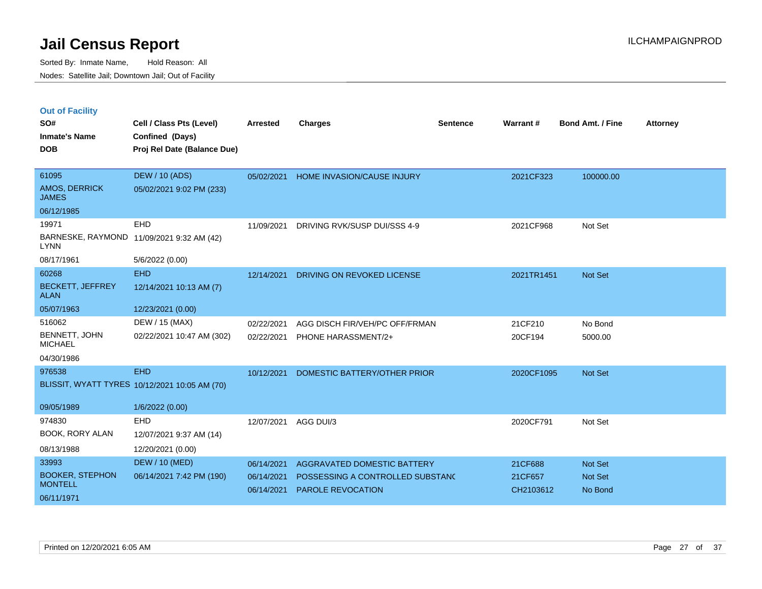# Jail Census Report

Sorted By: Inmate Name, Hold Reason: All

Nodes: Satellite Jail; Downtown Jail; Out of Facility

ILCHAMPAIGNPROD

## Out of Facility

| SO# / Inmate's Name / DOB | Cell / Class Pts (Level) / Confined (Days) / Proj Rel Date (Balance Due) | Arrested | Charges | Sentence | Warrant # | Bond Amt. / Fine | Attorney |
|---|---|---|---|---|---|---|---|
| 61095<br>AMOS, DERRICK JAMES<br>06/12/1985 | DEW / 10 (ADS)<br>05/02/2021 9:02 PM (233) | 05/02/2021 | HOME INVASION/CAUSE INJURY | | 2021CF323 | 100000.00 | |
| 19971<br>BARNESKE, RAYMOND LYNN<br>08/17/1961 | EHD<br>11/09/2021 9:32 AM (42)<br>5/6/2022 (0.00) | 11/09/2021 | DRIVING RVK/SUSP DUI/SSS 4-9 | | 2021CF968 | Not Set | |
| 60268<br>BECKETT, JEFFREY ALAN<br>05/07/1963 | EHD<br>12/14/2021 10:13 AM (7)<br>12/23/2021 (0.00) | 12/14/2021 | DRIVING ON REVOKED LICENSE | | 2021TR1451 | Not Set | |
| 516062<br>BENNETT, JOHN MICHAEL<br>04/30/1986 | DEW / 15 (MAX)<br>02/22/2021 10:47 AM (302) | 02/22/2021<br>02/22/2021 | AGG DISCH FIR/VEH/PC OFF/FRMAN<br>PHONE HARASSMENT/2+ | | 21CF210<br>20CF194 | No Bond<br>5000.00 | |
| 976538<br>BLISSIT, WYATT TYRES<br>09/05/1989 | EHD<br>10/12/2021 10:05 AM (70)<br>1/6/2022 (0.00) | 10/12/2021 | DOMESTIC BATTERY/OTHER PRIOR | | 2020CF1095 | Not Set | |
| 974830<br>BOOK, RORY ALAN<br>08/13/1988 | EHD<br>12/07/2021 9:37 AM (14)<br>12/20/2021 (0.00) | 12/07/2021 | AGG DUI/3 | | 2020CF791 | Not Set | |
| 33993<br>BOOKER, STEPHON MONTELL<br>06/11/1971 | DEW / 10 (MED)<br>06/14/2021 7:42 PM (190) | 06/14/2021<br>06/14/2021<br>06/14/2021 | AGGRAVATED DOMESTIC BATTERY<br>POSSESSING A CONTROLLED SUBSTANC<br>PAROLE REVOCATION | | 21CF688<br>21CF657<br>CH2103612 | Not Set<br>Not Set<br>No Bond | |

Printed on 12/20/2021 6:05 AM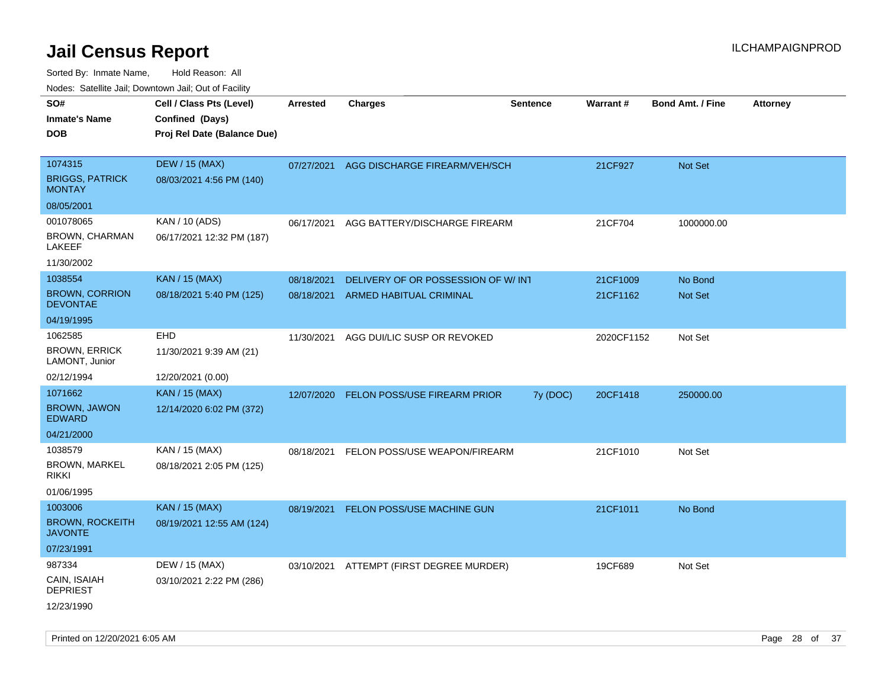# Jail Census Report

Sorted By: Inmate Name, Hold Reason: All

Nodes: Satellite Jail; Downtown Jail; Out of Facility

| SO# / Inmate's Name / DOB | Cell / Class Pts (Level) / Confined (Days) / Proj Rel Date (Balance Due) | Arrested | Charges | Sentence | Warrant # | Bond Amt. / Fine | Attorney |
|---|---|---|---|---|---|---|---|
| 1074315<br>BRIGGS, PATRICK MONTAY<br>08/05/2001 | DEW / 15 (MAX)<br>08/03/2021 4:56 PM (140) | 07/27/2021 | AGG DISCHARGE FIREARM/VEH/SCH | | 21CF927 | Not Set | |
| 001078065<br>BROWN, CHARMAN LAKEEF<br>11/30/2002 | KAN / 10 (ADS)<br>06/17/2021 12:32 PM (187) | 06/17/2021 | AGG BATTERY/DISCHARGE FIREARM | | 21CF704 | 1000000.00 | |
| 1038554<br>BROWN, CORRION DEVONTAE<br>04/19/1995 | KAN / 15 (MAX)<br>08/18/2021 5:40 PM (125) | 08/18/2021<br>08/18/2021 | DELIVERY OF OR POSSESSION OF W/ INT<br>ARMED HABITUAL CRIMINAL | | 21CF1009<br>21CF1162 | No Bond<br>Not Set | |
| 1062585<br>BROWN, ERRICK LAMONT, Junior<br>02/12/1994 | EHD<br>11/30/2021 9:39 AM (21)<br>12/20/2021 (0.00) | 11/30/2021 | AGG DUI/LIC SUSP OR REVOKED | | 2020CF1152 | Not Set | |
| 1071662<br>BROWN, JAWON EDWARD<br>04/21/2000 | KAN / 15 (MAX)<br>12/14/2020 6:02 PM (372) | 12/07/2020 | FELON POSS/USE FIREARM PRIOR | 7y (DOC) | 20CF1418 | 250000.00 | |
| 1038579<br>BROWN, MARKEL RIKKI<br>01/06/1995 | KAN / 15 (MAX)<br>08/18/2021 2:05 PM (125) | 08/18/2021 | FELON POSS/USE WEAPON/FIREARM | | 21CF1010 | Not Set | |
| 1003006<br>BROWN, ROCKEITH JAVONTE<br>07/23/1991 | KAN / 15 (MAX)<br>08/19/2021 12:55 AM (124) | 08/19/2021 | FELON POSS/USE MACHINE GUN | | 21CF1011 | No Bond | |
| 987334<br>CAIN, ISAIAH DEPRIEST<br>12/23/1990 | DEW / 15 (MAX)<br>03/10/2021 2:22 PM (286) | 03/10/2021 | ATTEMPT (FIRST DEGREE MURDER) | | 19CF689 | Not Set | |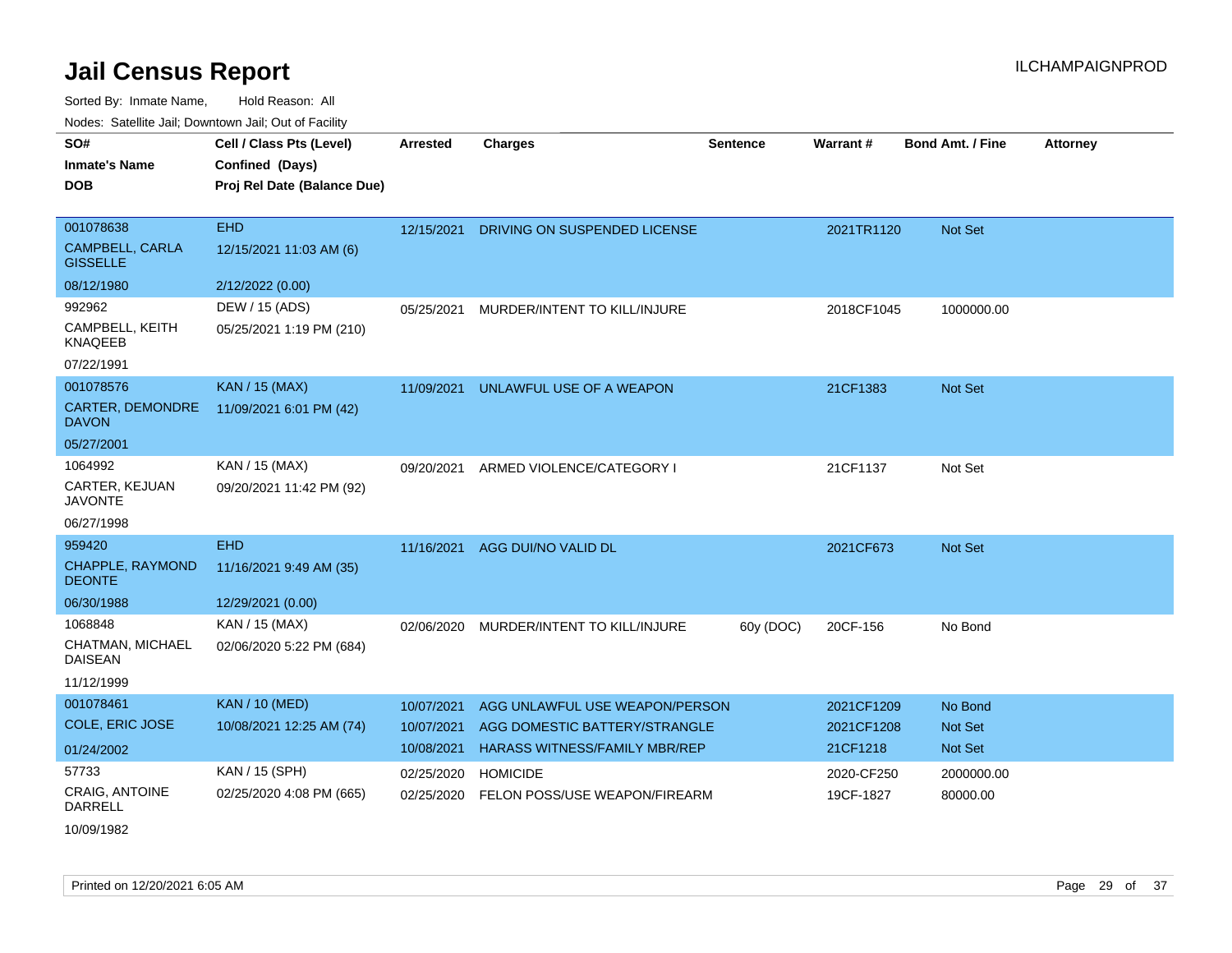# Jail Census Report

ILCHAMPAIGNPROD

Sorted By: Inmate Name, Hold Reason: All

Nodes: Satellite Jail; Downtown Jail; Out of Facility

| SO# / Inmate's Name / DOB | Cell / Class Pts (Level) / Confined (Days) / Proj Rel Date (Balance Due) | Arrested | Charges | Sentence | Warrant # | Bond Amt. / Fine | Attorney |
|---|---|---|---|---|---|---|---|
| 001078638 CAMPBELL, CARLA GISSELLE 08/12/1980 | EHD 12/15/2021 11:03 AM (6) 2/12/2022 (0.00) | 12/15/2021 | DRIVING ON SUSPENDED LICENSE | | 2021TR1120 | Not Set | |
| 992962 CAMPBELL, KEITH KNAQEEB 07/22/1991 | DEW / 15 (ADS) 05/25/2021 1:19 PM (210) | 05/25/2021 | MURDER/INTENT TO KILL/INJURE | | 2018CF1045 | 1000000.00 | |
| 001078576 CARTER, DEMONDRE DAVON 05/27/2001 | KAN / 15 (MAX) 11/09/2021 6:01 PM (42) | 11/09/2021 | UNLAWFUL USE OF A WEAPON | | 21CF1383 | Not Set | |
| 1064992 CARTER, KEJUAN JAVONTE 06/27/1998 | KAN / 15 (MAX) 09/20/2021 11:42 PM (92) | 09/20/2021 | ARMED VIOLENCE/CATEGORY I | | 21CF1137 | Not Set | |
| 959420 CHAPPLE, RAYMOND DEONTE 06/30/1988 | EHD 11/16/2021 9:49 AM (35) 12/29/2021 (0.00) | 11/16/2021 | AGG DUI/NO VALID DL | | 2021CF673 | Not Set | |
| 1068848 CHATMAN, MICHAEL DAISEAN 11/12/1999 | KAN / 15 (MAX) 02/06/2020 5:22 PM (684) | 02/06/2020 | MURDER/INTENT TO KILL/INJURE | 60y (DOC) | 20CF-156 | No Bond | |
| 001078461 COLE, ERIC JOSE 01/24/2002 | KAN / 10 (MED) 10/08/2021 12:25 AM (74) | 10/07/2021 | AGG UNLAWFUL USE WEAPON/PERSON | | 2021CF1209 | No Bond | |
| | | 10/07/2021 | AGG DOMESTIC BATTERY/STRANGLE | | 2021CF1208 | Not Set | |
| | | 10/08/2021 | HARASS WITNESS/FAMILY MBR/REP | | 21CF1218 | Not Set | |
| 57733 CRAIG, ANTOINE DARRELL 10/09/1982 | KAN / 15 (SPH) 02/25/2020 4:08 PM (665) | 02/25/2020 | HOMICIDE | | 2020-CF250 | 2000000.00 | |
| | | 02/25/2020 | FELON POSS/USE WEAPON/FIREARM | | 19CF-1827 | 80000.00 | |

Printed on 12/20/2021 6:05 AM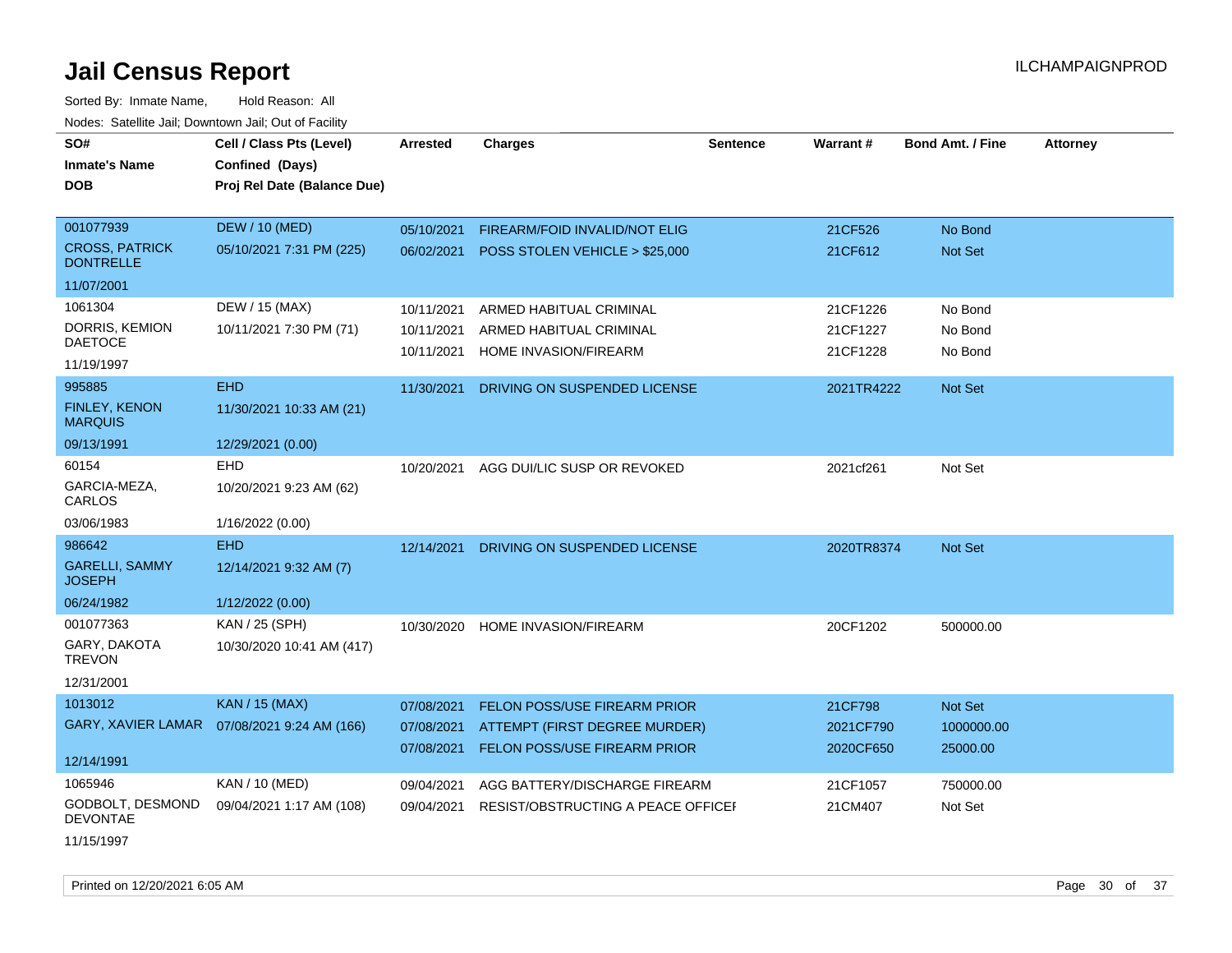# Jail Census Report

ILCHAMPAIGNPROD

Sorted By: Inmate Name, Hold Reason: All

Nodes: Satellite Jail; Downtown Jail; Out of Facility

| SO# / Inmate's Name / DOB | Cell / Class Pts (Level) / Confined (Days) / Proj Rel Date (Balance Due) | Arrested | Charges | Sentence | Warrant # | Bond Amt. / Fine | Attorney |
|---|---|---|---|---|---|---|---|
| 001077939<br>CROSS, PATRICK DONTRELLE<br>11/07/2001 | DEW / 10 (MED)<br>05/10/2021 7:31 PM (225) | 05/10/2021<br>06/02/2021 | FIREARM/FOID INVALID/NOT ELIG<br>POSS STOLEN VEHICLE > $25,000 | | 21CF526<br>21CF612 | No Bond<br>Not Set | |
| 1061304<br>DORRIS, KEMION DAETOCE<br>11/19/1997 | DEW / 15 (MAX)<br>10/11/2021 7:30 PM (71) | 10/11/2021<br>10/11/2021<br>10/11/2021 | ARMED HABITUAL CRIMINAL<br>ARMED HABITUAL CRIMINAL<br>HOME INVASION/FIREARM | | 21CF1226<br>21CF1227<br>21CF1228 | No Bond<br>No Bond<br>No Bond | |
| 995885<br>FINLEY, KENON MARQUIS<br>09/13/1991 | EHD<br>11/30/2021 10:33 AM (21)<br>12/29/2021 (0.00) | 11/30/2021 | DRIVING ON SUSPENDED LICENSE | | 2021TR4222 | Not Set | |
| 60154<br>GARCIA-MEZA, CARLOS<br>03/06/1983 | EHD<br>10/20/2021 9:23 AM (62)<br>1/16/2022 (0.00) | 10/20/2021 | AGG DUI/LIC SUSP OR REVOKED | | 2021cf261 | Not Set | |
| 986642<br>GARELLI, SAMMY JOSEPH<br>06/24/1982 | EHD<br>12/14/2021 9:32 AM (7)<br>1/12/2022 (0.00) | 12/14/2021 | DRIVING ON SUSPENDED LICENSE | | 2020TR8374 | Not Set | |
| 001077363<br>GARY, DAKOTA TREVON<br>12/31/2001 | KAN / 25 (SPH)<br>10/30/2020 10:41 AM (417) | 10/30/2020 | HOME INVASION/FIREARM | | 20CF1202 | 500000.00 | |
| 1013012<br>GARY, XAVIER LAMAR<br>12/14/1991 | KAN / 15 (MAX)<br>07/08/2021 9:24 AM (166) | 07/08/2021<br>07/08/2021<br>07/08/2021 | FELON POSS/USE FIREARM PRIOR<br>ATTEMPT (FIRST DEGREE MURDER)<br>FELON POSS/USE FIREARM PRIOR | | 21CF798<br>2021CF790<br>2020CF650 | Not Set<br>1000000.00<br>25000.00 | |
| 1065946<br>GODBOLT, DESMOND DEVONTAE<br>11/15/1997 | KAN / 10 (MED)<br>09/04/2021 1:17 AM (108) | 09/04/2021<br>09/04/2021 | AGG BATTERY/DISCHARGE FIREARM<br>RESIST/OBSTRUCTING A PEACE OFFICEI | | 21CF1057<br>21CM407 | 750000.00<br>Not Set | |

Printed on 12/20/2021 6:05 AM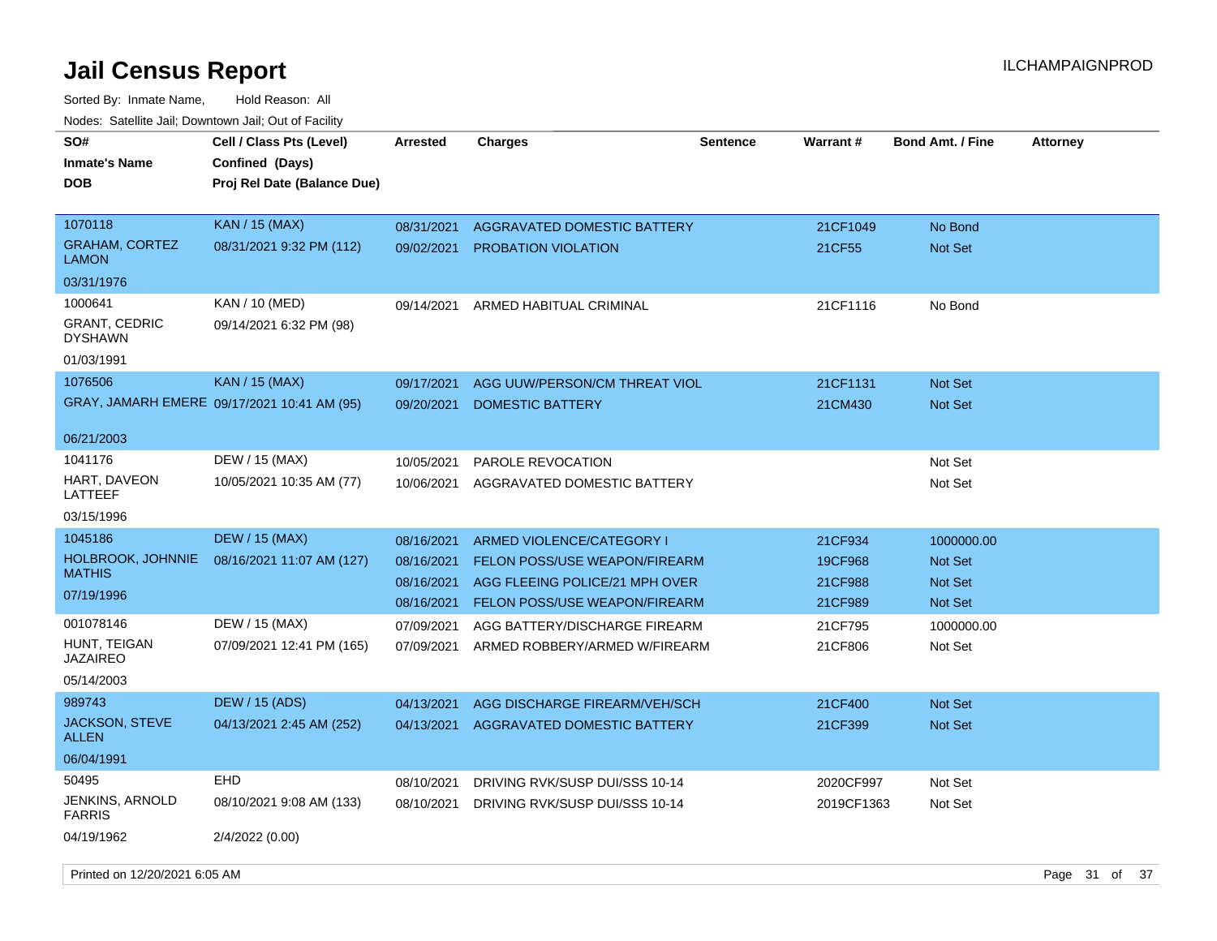# Jail Census Report

ILCHAMPAIGNPROD

Sorted By: Inmate Name, Hold Reason: All

Nodes: Satellite Jail; Downtown Jail; Out of Facility

| SO# / Inmate's Name / DOB | Cell / Class Pts (Level) / Confined (Days) / Proj Rel Date (Balance Due) | Arrested | Charges | Sentence | Warrant # | Bond Amt. / Fine | Attorney |
|---|---|---|---|---|---|---|---|
| 1070118 GRAHAM, CORTEZ LAMON 03/31/1976 | KAN / 15 (MAX) 08/31/2021 9:32 PM (112) | 08/31/2021 | AGGRAVATED DOMESTIC BATTERY | | 21CF1049 | No Bond | |
| | | 09/02/2021 | PROBATION VIOLATION | | 21CF55 | Not Set | |
| 1000641 GRANT, CEDRIC DYSHAWN 01/03/1991 | KAN / 10 (MED) 09/14/2021 6:32 PM (98) | 09/14/2021 | ARMED HABITUAL CRIMINAL | | 21CF1116 | No Bond | |
| 1076506 GRAY, JAMARH EMERE 06/21/2003 | KAN / 15 (MAX) 09/17/2021 10:41 AM (95) | 09/17/2021 | AGG UUW/PERSON/CM THREAT VIOL | | 21CF1131 | Not Set | |
| | | 09/20/2021 | DOMESTIC BATTERY | | 21CM430 | Not Set | |
| 1041176 HART, DAVEON LATTEEF 03/15/1996 | DEW / 15 (MAX) 10/05/2021 10:35 AM (77) | 10/05/2021 | PAROLE REVOCATION | | | Not Set | |
| | | 10/06/2021 | AGGRAVATED DOMESTIC BATTERY | | | Not Set | |
| 1045186 HOLBROOK, JOHNNIE MATHIS 07/19/1996 | DEW / 15 (MAX) 08/16/2021 11:07 AM (127) | 08/16/2021 | ARMED VIOLENCE/CATEGORY I | | 21CF934 | 1000000.00 | |
| | | 08/16/2021 | FELON POSS/USE WEAPON/FIREARM | | 19CF968 | Not Set | |
| | | 08/16/2021 | AGG FLEEING POLICE/21 MPH OVER | | 21CF988 | Not Set | |
| | | 08/16/2021 | FELON POSS/USE WEAPON/FIREARM | | 21CF989 | Not Set | |
| 001078146 HUNT, TEIGAN JAZAIREO 05/14/2003 | DEW / 15 (MAX) 07/09/2021 12:41 PM (165) | 07/09/2021 | AGG BATTERY/DISCHARGE FIREARM | | 21CF795 | 1000000.00 | |
| | | 07/09/2021 | ARMED ROBBERY/ARMED W/FIREARM | | 21CF806 | Not Set | |
| 989743 JACKSON, STEVE ALLEN 06/04/1991 | DEW / 15 (ADS) 04/13/2021 2:45 AM (252) | 04/13/2021 | AGG DISCHARGE FIREARM/VEH/SCH | | 21CF400 | Not Set | |
| | | 04/13/2021 | AGGRAVATED DOMESTIC BATTERY | | 21CF399 | Not Set | |
| 50495 JENKINS, ARNOLD FARRIS 04/19/1962 | EHD 08/10/2021 9:08 AM (133) 2/4/2022 (0.00) | 08/10/2021 | DRIVING RVK/SUSP DUI/SSS 10-14 | | 2020CF997 | Not Set | |
| | | 08/10/2021 | DRIVING RVK/SUSP DUI/SSS 10-14 | | 2019CF1363 | Not Set | |

Printed on 12/20/2021 6:05 AM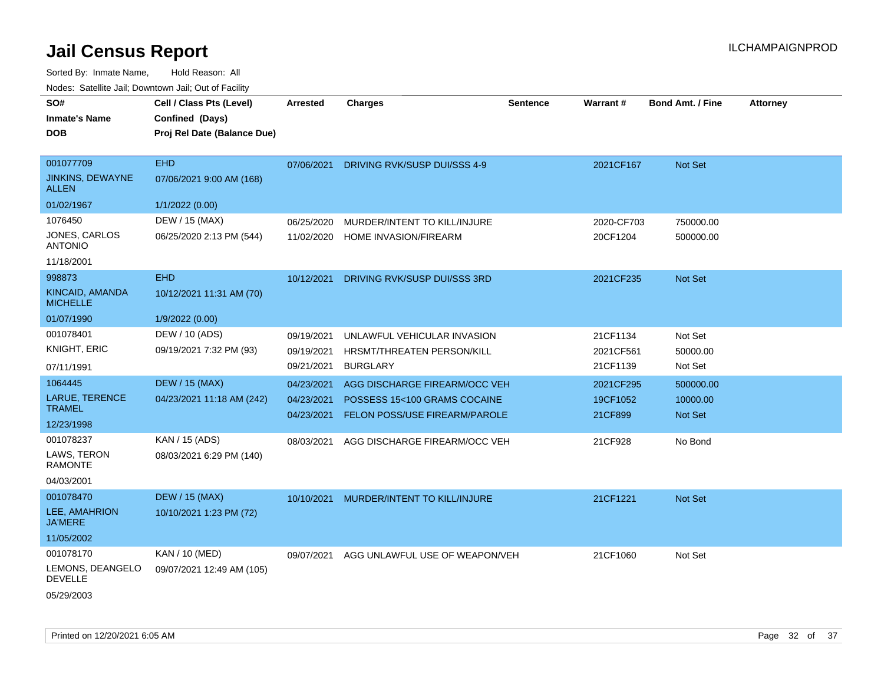# Jail Census Report

ILCHAMPAIGNPROD

Sorted By: Inmate Name, Hold Reason: All

Nodes: Satellite Jail; Downtown Jail; Out of Facility

| SO# / Inmate's Name / DOB | Cell / Class Pts (Level) / Confined (Days) / Proj Rel Date (Balance Due) | Arrested | Charges | Sentence | Warrant # | Bond Amt. / Fine | Attorney |
|---|---|---|---|---|---|---|---|
| 001077709<br>JINKINS, DEWAYNE ALLEN<br>01/02/1967 | EHD<br>07/06/2021 9:00 AM (168)<br>1/1/2022 (0.00) | 07/06/2021 | DRIVING RVK/SUSP DUI/SSS 4-9 | | 2021CF167 | Not Set | |
| 1076450<br>JONES, CARLOS ANTONIO<br>11/18/2001 | DEW / 15 (MAX)<br>06/25/2020 2:13 PM (544) | 06/25/2020 | MURDER/INTENT TO KILL/INJURE | | 2020-CF703 | 750000.00 | |
| | | 11/02/2020 | HOME INVASION/FIREARM | | 20CF1204 | 500000.00 | |
| 998873<br>KINCAID, AMANDA MICHELLE<br>01/07/1990 | EHD<br>10/12/2021 11:31 AM (70)<br>1/9/2022 (0.00) | 10/12/2021 | DRIVING RVK/SUSP DUI/SSS 3RD | | 2021CF235 | Not Set | |
| 001078401<br>KNIGHT, ERIC<br>07/11/1991 | DEW / 10 (ADS)<br>09/19/2021 7:32 PM (93) | 09/19/2021 | UNLAWFUL VEHICULAR INVASION | | 21CF1134 | Not Set | |
| | | 09/19/2021 | HRSMT/THREATEN PERSON/KILL | | 2021CF561 | 50000.00 | |
| | | 09/21/2021 | BURGLARY | | 21CF1139 | Not Set | |
| 1064445<br>LARUE, TERENCE TRAMEL<br>12/23/1998 | DEW / 15 (MAX)<br>04/23/2021 11:18 AM (242) | 04/23/2021 | AGG DISCHARGE FIREARM/OCC VEH | | 2021CF295 | 500000.00 | |
| | | 04/23/2021 | POSSESS 15<100 GRAMS COCAINE | | 19CF1052 | 10000.00 | |
| | | 04/23/2021 | FELON POSS/USE FIREARM/PAROLE | | 21CF899 | Not Set | |
| 001078237<br>LAWS, TERON RAMONTE<br>04/03/2001 | KAN / 15 (ADS)<br>08/03/2021 6:29 PM (140) | 08/03/2021 | AGG DISCHARGE FIREARM/OCC VEH | | 21CF928 | No Bond | |
| 001078470<br>LEE, AMAHRION JA'MERE<br>11/05/2002 | DEW / 15 (MAX)<br>10/10/2021 1:23 PM (72) | 10/10/2021 | MURDER/INTENT TO KILL/INJURE | | 21CF1221 | Not Set | |
| 001078170<br>LEMONS, DEANGELO DEVELLE<br>05/29/2003 | KAN / 10 (MED)<br>09/07/2021 12:49 AM (105) | 09/07/2021 | AGG UNLAWFUL USE OF WEAPON/VEH | | 21CF1060 | Not Set | |

Printed on 12/20/2021 6:05 AM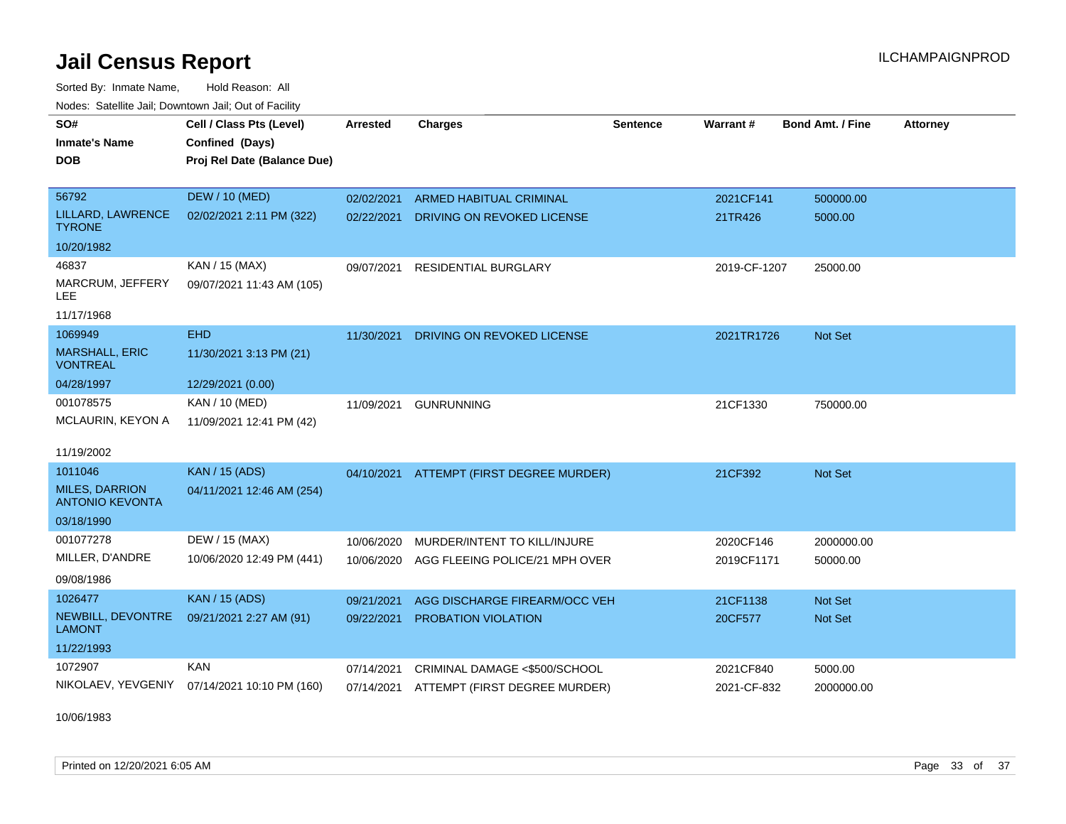# Jail Census Report

ILCHAMPAIGNPROD

Sorted By: Inmate Name, Hold Reason: All

Nodes: Satellite Jail; Downtown Jail; Out of Facility

| SO# / Inmate's Name / DOB | Cell / Class Pts (Level) / Confined (Days) / Proj Rel Date (Balance Due) | Arrested | Charges | Sentence | Warrant # | Bond Amt. / Fine | Attorney |
|---|---|---|---|---|---|---|---|
| 56792<br>LILLARD, LAWRENCE TYRONE<br>10/20/1982 | DEW / 10 (MED)<br>02/02/2021 2:11 PM (322) | 02/02/2021<br>02/22/2021 | ARMED HABITUAL CRIMINAL<br>DRIVING ON REVOKED LICENSE | | 2021CF141<br>21TR426 | 500000.00<br>5000.00 | |
| 46837<br>MARCRUM, JEFFERY LEE<br>11/17/1968 | KAN / 15 (MAX)<br>09/07/2021 11:43 AM (105) | 09/07/2021 | RESIDENTIAL BURGLARY | | 2019-CF-1207 | 25000.00 | |
| 1069949<br>MARSHALL, ERIC VONTREAL<br>04/28/1997 | EHD<br>11/30/2021 3:13 PM (21)<br>12/29/2021 (0.00) | 11/30/2021 | DRIVING ON REVOKED LICENSE | | 2021TR1726 | Not Set | |
| 001078575<br>MCLAURIN, KEYON A<br>11/19/2002 | KAN / 10 (MED)<br>11/09/2021 12:41 PM (42) | 11/09/2021 | GUNRUNNING | | 21CF1330 | 750000.00 | |
| 1011046<br>MILES, DARRION ANTONIO KEVONTA<br>03/18/1990 | KAN / 15 (ADS)<br>04/11/2021 12:46 AM (254) | 04/10/2021 | ATTEMPT (FIRST DEGREE MURDER) | | 21CF392 | Not Set | |
| 001077278<br>MILLER, D'ANDRE<br>09/08/1986 | DEW / 15 (MAX)<br>10/06/2020 12:49 PM (441) | 10/06/2020<br>10/06/2020 | MURDER/INTENT TO KILL/INJURE<br>AGG FLEEING POLICE/21 MPH OVER | | 2020CF146<br>2019CF1171 | 2000000.00<br>50000.00 | |
| 1026477<br>NEWBILL, DEVONTRE LAMONT<br>11/22/1993 | KAN / 15 (ADS)<br>09/21/2021 2:27 AM (91) | 09/21/2021<br>09/22/2021 | AGG DISCHARGE FIREARM/OCC VEH<br>PROBATION VIOLATION | | 21CF1138<br>20CF577 | Not Set<br>Not Set | |
| 1072907<br>NIKOLAEV, YEVGENIY<br>10/06/1983 | KAN<br>07/14/2021 10:10 PM (160) | 07/14/2021<br>07/14/2021 | CRIMINAL DAMAGE <$500/SCHOOL<br>ATTEMPT (FIRST DEGREE MURDER) | | 2021CF840<br>2021-CF-832 | 5000.00<br>2000000.00 | |

Printed on 12/20/2021 6:05 AM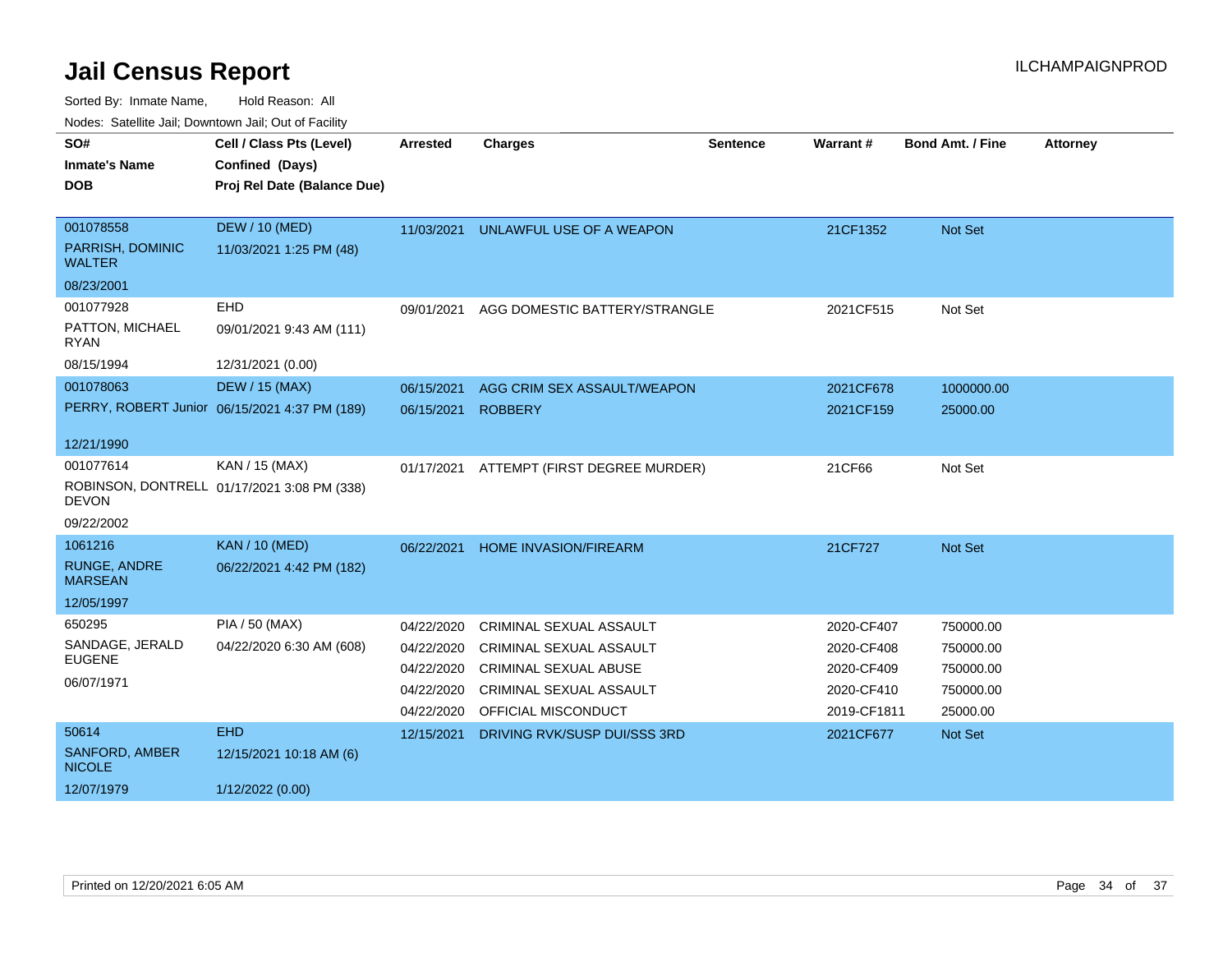# Jail Census Report

ILCHAMPAIGNPROD

Sorted By: Inmate Name, Hold Reason: All

Nodes: Satellite Jail; Downtown Jail; Out of Facility

| SO# / Inmate's Name / DOB | Cell / Class Pts (Level) / Confined (Days) / Proj Rel Date (Balance Due) | Arrested | Charges | Sentence | Warrant # | Bond Amt. / Fine | Attorney |
|---|---|---|---|---|---|---|---|
| 001078558<br>PARRISH, DOMINIC WALTER<br>08/23/2001 | DEW / 10 (MED)<br>11/03/2021 1:25 PM (48) | 11/03/2021 | UNLAWFUL USE OF A WEAPON | | 21CF1352 | Not Set | |
| 001077928<br>PATTON, MICHAEL RYAN<br>08/15/1994 | EHD<br>09/01/2021 9:43 AM (111)<br>12/31/2021 (0.00) | 09/01/2021 | AGG DOMESTIC BATTERY/STRANGLE | | 2021CF515 | Not Set | |
| 001078063<br>PERRY, ROBERT Junior<br>12/21/1990 | DEW / 15 (MAX)<br>06/15/2021 4:37 PM (189) | 06/15/2021 | AGG CRIM SEX ASSAULT/WEAPON | | 2021CF678 | 1000000.00 | |
| | | 06/15/2021 | ROBBERY | | 2021CF159 | 25000.00 | |
| 001077614<br>ROBINSON, DONTRELL DEVON<br>09/22/2002 | KAN / 15 (MAX)<br>01/17/2021 3:08 PM (338) | 01/17/2021 | ATTEMPT (FIRST DEGREE MURDER) | | 21CF66 | Not Set | |
| 1061216<br>RUNGE, ANDRE MARSEAN<br>12/05/1997 | KAN / 10 (MED)<br>06/22/2021 4:42 PM (182) | 06/22/2021 | HOME INVASION/FIREARM | | 21CF727 | Not Set | |
| 650295<br>SANDAGE, JERALD EUGENE<br>06/07/1971 | PIA / 50 (MAX)<br>04/22/2020 6:30 AM (608) | 04/22/2020 | CRIMINAL SEXUAL ASSAULT | | 2020-CF407 | 750000.00 | |
| | | 04/22/2020 | CRIMINAL SEXUAL ASSAULT | | 2020-CF408 | 750000.00 | |
| | | 04/22/2020 | CRIMINAL SEXUAL ABUSE | | 2020-CF409 | 750000.00 | |
| | | 04/22/2020 | CRIMINAL SEXUAL ASSAULT | | 2020-CF410 | 750000.00 | |
| | | 04/22/2020 | OFFICIAL MISCONDUCT | | 2019-CF1811 | 25000.00 | |
| 50614<br>SANFORD, AMBER NICOLE<br>12/07/1979 | EHD<br>12/15/2021 10:18 AM (6)<br>1/12/2022 (0.00) | 12/15/2021 | DRIVING RVK/SUSP DUI/SSS 3RD | | 2021CF677 | Not Set | |

Printed on 12/20/2021 6:05 AM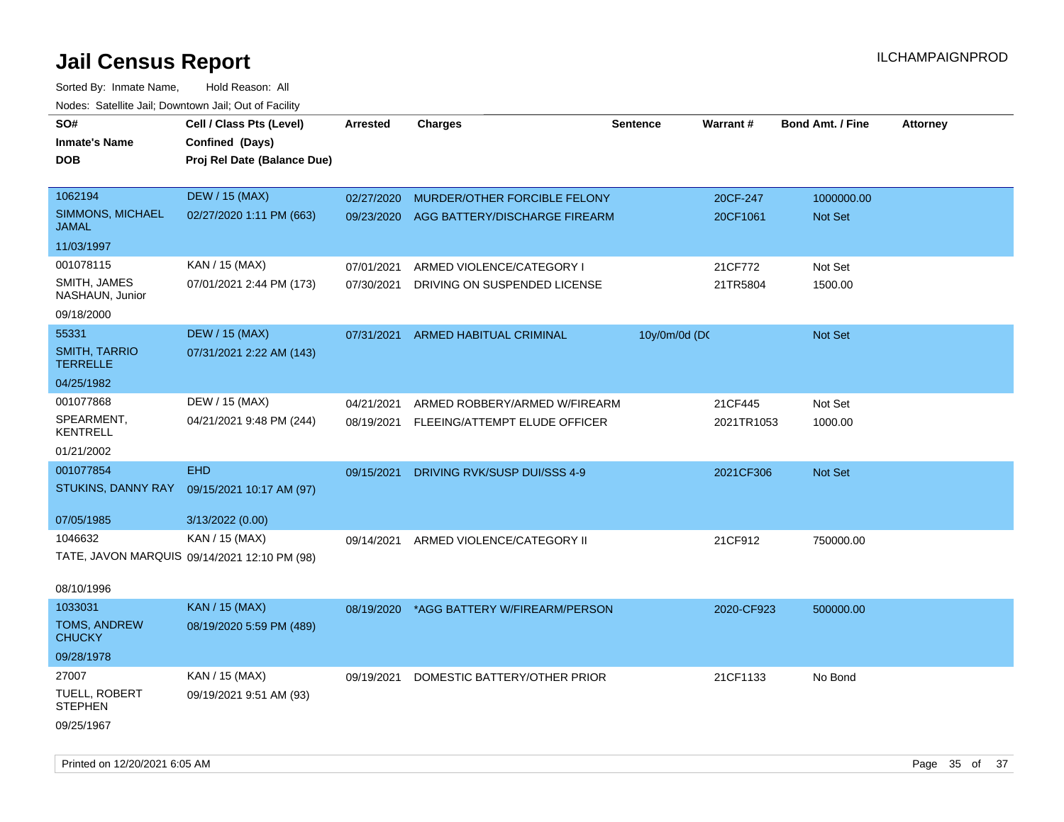# Jail Census Report

ILCHAMPAIGNPROD

Sorted By: Inmate Name, Hold Reason: All

Nodes: Satellite Jail; Downtown Jail; Out of Facility

| SO# / Inmate's Name / DOB | Cell / Class Pts (Level) / Confined (Days) / Proj Rel Date (Balance Due) | Arrested | Charges | Sentence | Warrant # | Bond Amt. / Fine | Attorney |
|---|---|---|---|---|---|---|---|
| 1062194 SIMMONS, MICHAEL JAMAL 11/03/1997 | DEW / 15 (MAX) 02/27/2020 1:11 PM (663) | 02/27/2020 | MURDER/OTHER FORCIBLE FELONY | | 20CF-247 | 1000000.00 | |
| | | 09/23/2020 | AGG BATTERY/DISCHARGE FIREARM | | 20CF1061 | Not Set | |
| 001078115 SMITH, JAMES NASHAUN, Junior 09/18/2000 | KAN / 15 (MAX) 07/01/2021 2:44 PM (173) | 07/01/2021 | ARMED VIOLENCE/CATEGORY I | | 21CF772 | Not Set | |
| | | 07/30/2021 | DRIVING ON SUSPENDED LICENSE | | 21TR5804 | 1500.00 | |
| 55331 SMITH, TARRIO TERRELLE 04/25/1982 | DEW / 15 (MAX) 07/31/2021 2:22 AM (143) | 07/31/2021 | ARMED HABITUAL CRIMINAL | 10y/0m/0d (DC | | Not Set | |
| 001077868 SPEARMENT, KENTRELL 01/21/2002 | DEW / 15 (MAX) 04/21/2021 9:48 PM (244) | 04/21/2021 | ARMED ROBBERY/ARMED W/FIREARM | | 21CF445 | Not Set | |
| | | 08/19/2021 | FLEEING/ATTEMPT ELUDE OFFICER | | 2021TR1053 | 1000.00 | |
| 001077854 STUKINS, DANNY RAY 07/05/1985 | EHD 09/15/2021 10:17 AM (97) 3/13/2022 (0.00) | 09/15/2021 | DRIVING RVK/SUSP DUI/SSS 4-9 | | 2021CF306 | Not Set | |
| 1046632 TATE, JAVON MARQUIS 08/10/1996 | KAN / 15 (MAX) 09/14/2021 12:10 PM (98) | 09/14/2021 | ARMED VIOLENCE/CATEGORY II | | 21CF912 | 750000.00 | |
| 1033031 TOMS, ANDREW CHUCKY 09/28/1978 | KAN / 15 (MAX) 08/19/2020 5:59 PM (489) | 08/19/2020 | *AGG BATTERY W/FIREARM/PERSON | | 2020-CF923 | 500000.00 | |
| 27007 TUELL, ROBERT STEPHEN 09/25/1967 | KAN / 15 (MAX) 09/19/2021 9:51 AM (93) | 09/19/2021 | DOMESTIC BATTERY/OTHER PRIOR | | 21CF1133 | No Bond | |

Printed on 12/20/2021 6:05 AM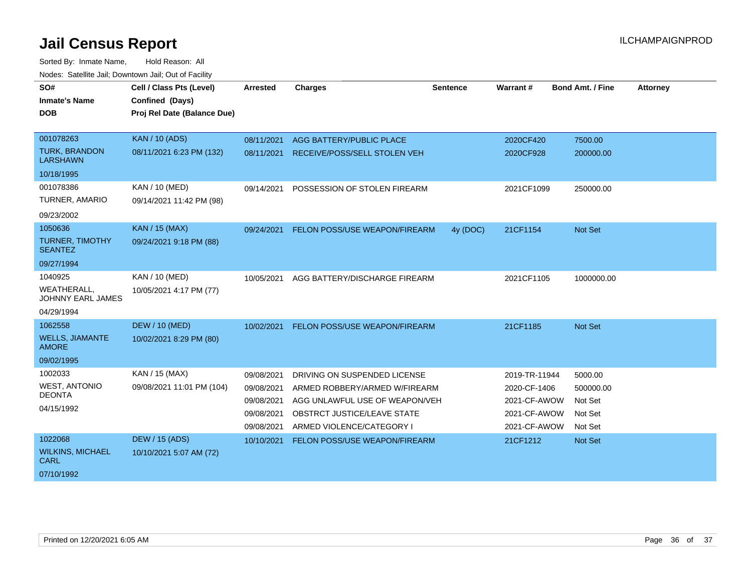# Jail Census Report

ILCHAMPAIGNPROD

Sorted By: Inmate Name, Hold Reason: All

Nodes: Satellite Jail; Downtown Jail; Out of Facility

| SO# / Inmate's Name / DOB | Cell / Class Pts (Level) / Confined (Days) / Proj Rel Date (Balance Due) | Arrested | Charges | Sentence | Warrant # | Bond Amt. / Fine | Attorney |
|---|---|---|---|---|---|---|---|
| 001078263<br>TURK, BRANDON LARSHAWN<br>10/18/1995 | KAN / 10 (ADS)<br>08/11/2021 6:23 PM (132) | 08/11/2021 | AGG BATTERY/PUBLIC PLACE | | 2020CF420 | 7500.00 | |
| | | 08/11/2021 | RECEIVE/POSS/SELL STOLEN VEH | | 2020CF928 | 200000.00 | |
| 001078386<br>TURNER, AMARIO<br>09/23/2002 | KAN / 10 (MED)<br>09/14/2021 11:42 PM (98) | 09/14/2021 | POSSESSION OF STOLEN FIREARM | | 2021CF1099 | 250000.00 | |
| 1050636<br>TURNER, TIMOTHY SEANTEZ<br>09/27/1994 | KAN / 15 (MAX)<br>09/24/2021 9:18 PM (88) | 09/24/2021 | FELON POSS/USE WEAPON/FIREARM | 4y (DOC) | 21CF1154 | Not Set | |
| 1040925<br>WEATHERALL, JOHNNY EARL JAMES<br>04/29/1994 | KAN / 10 (MED)<br>10/05/2021 4:17 PM (77) | 10/05/2021 | AGG BATTERY/DISCHARGE FIREARM | | 2021CF1105 | 1000000.00 | |
| 1062558<br>WELLS, JIAMANTE AMORE<br>09/02/1995 | DEW / 10 (MED)<br>10/02/2021 8:29 PM (80) | 10/02/2021 | FELON POSS/USE WEAPON/FIREARM | | 21CF1185 | Not Set | |
| 1002033<br>WEST, ANTONIO DEONTA<br>04/15/1992 | KAN / 15 (MAX)<br>09/08/2021 11:01 PM (104) | 09/08/2021 | DRIVING ON SUSPENDED LICENSE | | 2019-TR-11944 | 5000.00 | |
| | | 09/08/2021 | ARMED ROBBERY/ARMED W/FIREARM | | 2020-CF-1406 | 500000.00 | |
| | | 09/08/2021 | AGG UNLAWFUL USE OF WEAPON/VEH | | 2021-CF-AWOW | Not Set | |
| | | 09/08/2021 | OBSTRCT JUSTICE/LEAVE STATE | | 2021-CF-AWOW | Not Set | |
| | | 09/08/2021 | ARMED VIOLENCE/CATEGORY I | | 2021-CF-AWOW | Not Set | |
| 1022068<br>WILKINS, MICHAEL CARL<br>07/10/1992 | DEW / 15 (ADS)<br>10/10/2021 5:07 AM (72) | 10/10/2021 | FELON POSS/USE WEAPON/FIREARM | | 21CF1212 | Not Set | |

Printed on 12/20/2021 6:05 AM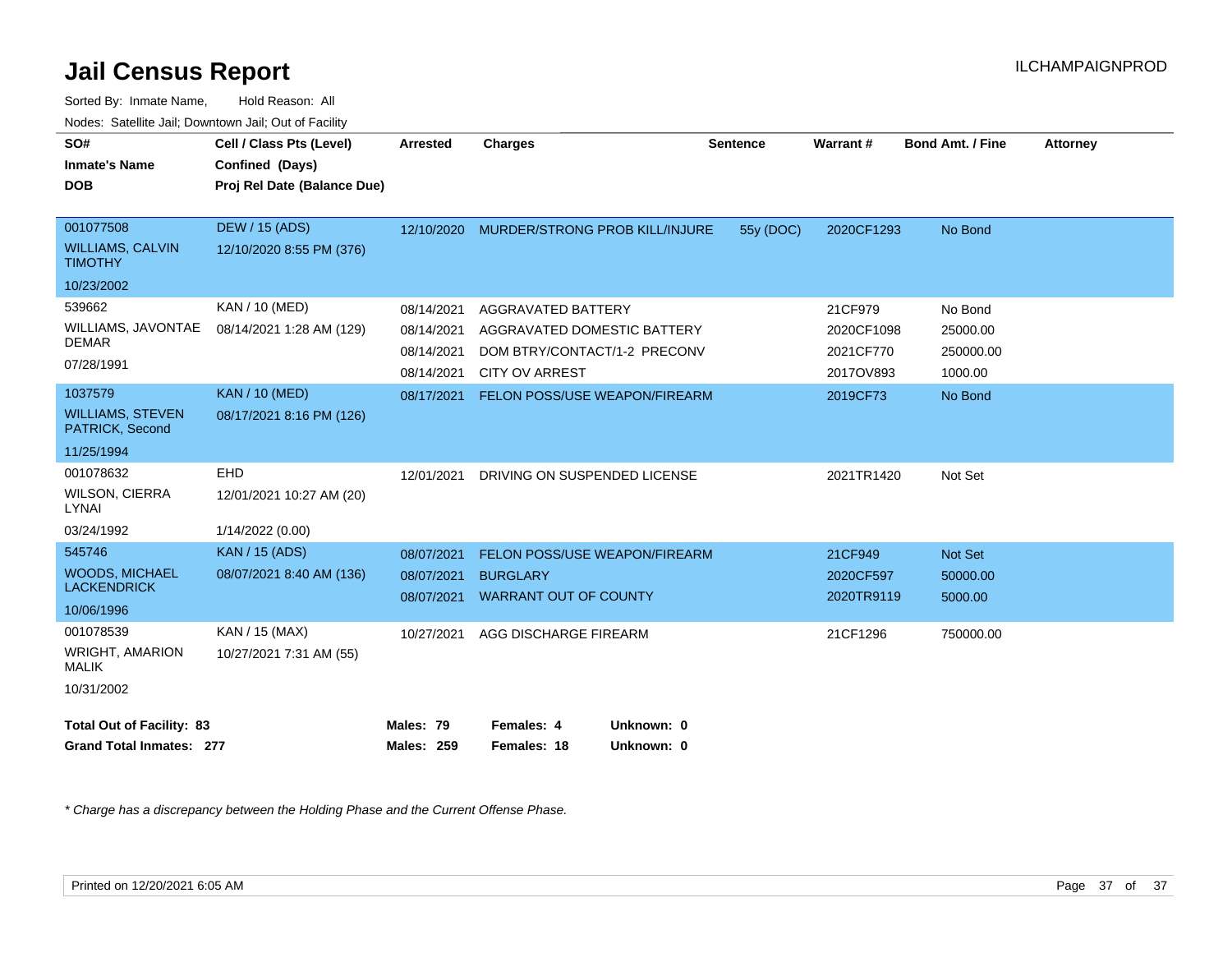# Jail Census Report

ILCHAMPAIGNPROD

Sorted By: Inmate Name, Hold Reason: All

Nodes: Satellite Jail; Downtown Jail; Out of Facility

| SO# / Inmate's Name / DOB | Cell / Class Pts (Level) / Confined (Days) / Proj Rel Date (Balance Due) | Arrested | Charges | Sentence | Warrant # | Bond Amt. / Fine | Attorney |
|---|---|---|---|---|---|---|---|
| 001077508 WILLIAMS, CALVIN TIMOTHY 10/23/2002 | DEW / 15 (ADS) 12/10/2020 8:55 PM (376) | 12/10/2020 | MURDER/STRONG PROB KILL/INJURE | 55y (DOC) | 2020CF1293 | No Bond | |
| 539662 WILLIAMS, JAVONTAE DEMAR 07/28/1991 | KAN / 10 (MED) 08/14/2021 1:28 AM (129) | 08/14/2021 | AGGRAVATED BATTERY | | 21CF979 | No Bond | |
| | | 08/14/2021 | AGGRAVATED DOMESTIC BATTERY | | 2020CF1098 | 25000.00 | |
| | | 08/14/2021 | DOM BTRY/CONTACT/1-2 PRECONV | | 2021CF770 | 250000.00 | |
| | | 08/14/2021 | CITY OV ARREST | | 2017OV893 | 1000.00 | |
| 1037579 WILLIAMS, STEVEN PATRICK, Second 11/25/1994 | KAN / 10 (MED) 08/17/2021 8:16 PM (126) | 08/17/2021 | FELON POSS/USE WEAPON/FIREARM | | 2019CF73 | No Bond | |
| 001078632 WILSON, CIERRA LYNAI 03/24/1992 | EHD 12/01/2021 10:27 AM (20) 1/14/2022 (0.00) | 12/01/2021 | DRIVING ON SUSPENDED LICENSE | | 2021TR1420 | Not Set | |
| 545746 WOODS, MICHAEL LACKENDRICK 10/06/1996 | KAN / 15 (ADS) 08/07/2021 8:40 AM (136) | 08/07/2021 | FELON POSS/USE WEAPON/FIREARM | | 21CF949 | Not Set | |
| | | 08/07/2021 | BURGLARY | | 2020CF597 | 50000.00 | |
| | | 08/07/2021 | WARRANT OUT OF COUNTY | | 2020TR9119 | 5000.00 | |
| 001078539 WRIGHT, AMARION MALIK 10/31/2002 | KAN / 15 (MAX) 10/27/2021 7:31 AM (55) | 10/27/2021 | AGG DISCHARGE FIREARM | | 21CF1296 | 750000.00 | |

**Total Out of Facility: 83** **Males: 79** **Females: 4** **Unknown: 0**

**Grand Total Inmates: 277** **Males: 259** **Females: 18** **Unknown: 0**

*\* Charge has a discrepancy between the Holding Phase and the Current Offense Phase.*

Printed on 12/20/2021 6:05 AM